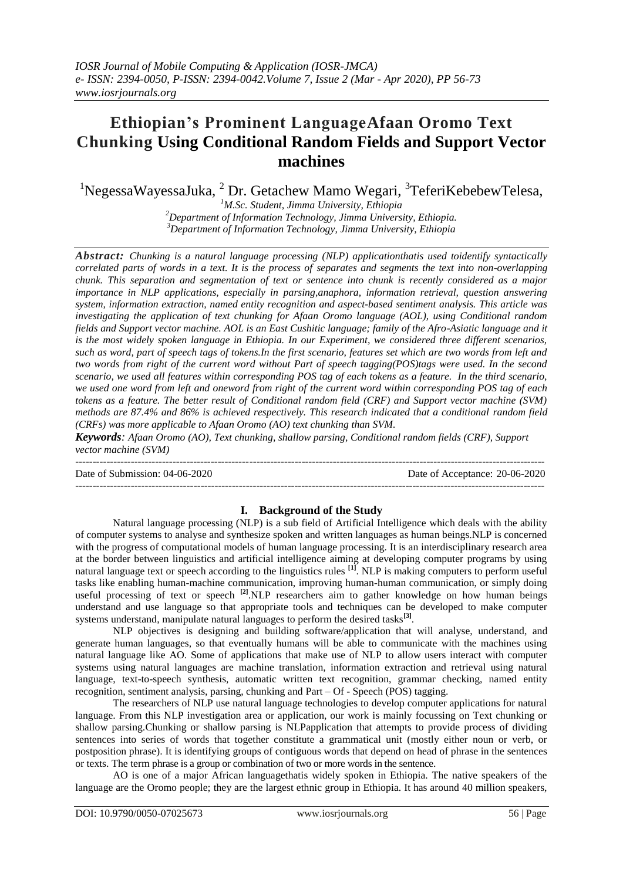# Ethiopian's Prominent LanguageAfaan Oromo Text Chunking Using Conditional Random Fields and Support Vector machines

[1]NegessaWayessaJuka, [2] Dr. Getachew Mamo Wegari, [3]TeferiKebebewTelesa,

[1]*M.Sc. Student, Jimma University, Ethiopia*
[2]*Department of Information Technology, Jimma University, Ethiopia.*
[3]*Department of Information Technology, Jimma University, Ethiopia*

***Abstract:*** *Chunking is a natural language processing (NLP) applicationthatis used toidentify syntactically correlated parts of words in a text. It is the process of separates and segments the text into non-overlapping chunk. This separation and segmentation of text or sentence into chunk is recently considered as a major importance in NLP applications, especially in parsing,anaphora, information retrieval, question answering system, information extraction, named entity recognition and aspect-based sentiment analysis. This article was investigating the application of text chunking for Afaan Oromo language (AOL), using Conditional random fields and Support vector machine. AOL is an East Cushitic language; family of the Afro-Asiatic language and it is the most widely spoken language in Ethiopia. In our Experiment, we considered three different scenarios, such as word, part of speech tags of tokens.In the first scenario, features set which are two words from left and two words from right of the current word without Part of speech tagging(POS)tags were used. In the second scenario, we used all features within corresponding POS tag of each tokens as a feature. In the third scenario, we used one word from left and oneword from right of the current word within corresponding POS tag of each tokens as a feature. The better result of Conditional random field (CRF) and Support vector machine (SVM) methods are 87.4% and 86% is achieved respectively. This research indicated that a conditional random field (CRFs) was more applicable to Afaan Oromo (AO) text chunking than SVM.*

***Keywords****: Afaan Oromo (AO), Text chunking, shallow parsing, Conditional random fields (CRF), Support vector machine (SVM)*

Date of Submission: 04-06-2020 Date of Acceptance: 20-06-2020

## I. Background of the Study

Natural language processing (NLP) is a sub field of Artificial Intelligence which deals with the ability of computer systems to analyse and synthesize spoken and written languages as human beings.NLP is concerned with the progress of computational models of human language processing. It is an interdisciplinary research area at the border between linguistics and artificial intelligence aiming at developing computer programs by using natural language text or speech according to the linguistics rules [1]. NLP is making computers to perform useful tasks like enabling human-machine communication, improving human-human communication, or simply doing useful processing of text or speech [2].NLP researchers aim to gather knowledge on how human beings understand and use language so that appropriate tools and techniques can be developed to make computer systems understand, manipulate natural languages to perform the desired tasks[3].

NLP objectives is designing and building software/application that will analyse, understand, and generate human languages, so that eventually humans will be able to communicate with the machines using natural language like AO. Some of applications that make use of NLP to allow users interact with computer systems using natural languages are machine translation, information extraction and retrieval using natural language, text-to-speech synthesis, automatic written text recognition, grammar checking, named entity recognition, sentiment analysis, parsing, chunking and Part – Of - Speech (POS) tagging.

The researchers of NLP use natural language technologies to develop computer applications for natural language. From this NLP investigation area or application, our work is mainly focussing on Text chunking or shallow parsing.Chunking or shallow parsing is NLPapplication that attempts to provide process of dividing sentences into series of words that together constitute a grammatical unit (mostly either noun or verb, or postposition phrase). It is identifying groups of contiguous words that depend on head of phrase in the sentences or texts. The term phrase is a group or combination of two or more words in the sentence.

AO is one of a major African languagethatis widely spoken in Ethiopia. The native speakers of the language are the Oromo people; they are the largest ethnic group in Ethiopia. It has around 40 million speakers,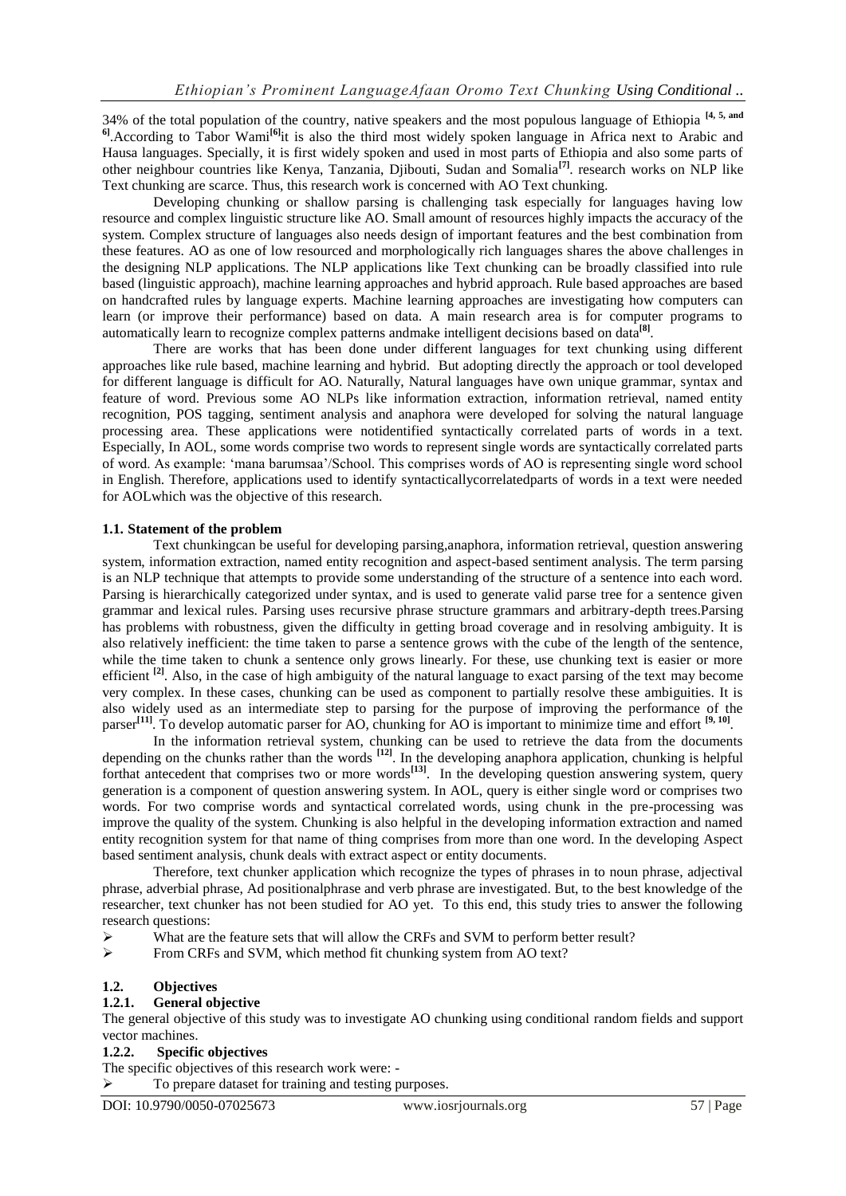34% of the total population of the country, native speakers and the most populous language of Ethiopia [4, 5, and 6].According to Tabor Wami[6]it is also the third most widely spoken language in Africa next to Arabic and Hausa languages. Specially, it is first widely spoken and used in most parts of Ethiopia and also some parts of other neighbour countries like Kenya, Tanzania, Djibouti, Sudan and Somalia[7]. research works on NLP like Text chunking are scarce. Thus, this research work is concerned with AO Text chunking.

Developing chunking or shallow parsing is challenging task especially for languages having low resource and complex linguistic structure like AO. Small amount of resources highly impacts the accuracy of the system. Complex structure of languages also needs design of important features and the best combination from these features. AO as one of low resourced and morphologically rich languages shares the above challenges in the designing NLP applications. The NLP applications like Text chunking can be broadly classified into rule based (linguistic approach), machine learning approaches and hybrid approach. Rule based approaches are based on handcrafted rules by language experts. Machine learning approaches are investigating how computers can learn (or improve their performance) based on data. A main research area is for computer programs to automatically learn to recognize complex patterns andmake intelligent decisions based on data[8].

There are works that has been done under different languages for text chunking using different approaches like rule based, machine learning and hybrid. But adopting directly the approach or tool developed for different language is difficult for AO. Naturally, Natural languages have own unique grammar, syntax and feature of word. Previous some AO NLPs like information extraction, information retrieval, named entity recognition, POS tagging, sentiment analysis and anaphora were developed for solving the natural language processing area. These applications were notidentified syntactically correlated parts of words in a text. Especially, In AOL, some words comprise two words to represent single words are syntactically correlated parts of word. As example: 'mana barumsaa'/School. This comprises words of AO is representing single word school in English. Therefore, applications used to identify syntacticallycorrelatedparts of words in a text were needed for AOLwhich was the objective of this research.

### 1.1. Statement of the problem

Text chunkingcan be useful for developing parsing,anaphora, information retrieval, question answering system, information extraction, named entity recognition and aspect-based sentiment analysis. The term parsing is an NLP technique that attempts to provide some understanding of the structure of a sentence into each word. Parsing is hierarchically categorized under syntax, and is used to generate valid parse tree for a sentence given grammar and lexical rules. Parsing uses recursive phrase structure grammars and arbitrary-depth trees.Parsing has problems with robustness, given the difficulty in getting broad coverage and in resolving ambiguity. It is also relatively inefficient: the time taken to parse a sentence grows with the cube of the length of the sentence, while the time taken to chunk a sentence only grows linearly. For these, use chunking text is easier or more efficient [2]. Also, in the case of high ambiguity of the natural language to exact parsing of the text may become very complex. In these cases, chunking can be used as component to partially resolve these ambiguities. It is also widely used as an intermediate step to parsing for the purpose of improving the performance of the parser[11]. To develop automatic parser for AO, chunking for AO is important to minimize time and effort [9, 10].

In the information retrieval system, chunking can be used to retrieve the data from the documents depending on the chunks rather than the words [12]. In the developing anaphora application, chunking is helpful forthat antecedent that comprises two or more words[13]. In the developing question answering system, query generation is a component of question answering system. In AOL, query is either single word or comprises two words. For two comprise words and syntactical correlated words, using chunk in the pre-processing was improve the quality of the system. Chunking is also helpful in the developing information extraction and named entity recognition system for that name of thing comprises from more than one word. In the developing Aspect based sentiment analysis, chunk deals with extract aspect or entity documents.

Therefore, text chunker application which recognize the types of phrases in to noun phrase, adjectival phrase, adverbial phrase, Ad positionalphrase and verb phrase are investigated. But, to the best knowledge of the researcher, text chunker has not been studied for AO yet. To this end, this study tries to answer the following research questions:

- What are the feature sets that will allow the CRFs and SVM to perform better result?
- From CRFs and SVM, which method fit chunking system from AO text?

### 1.2. Objectives

#### 1.2.1. General objective

The general objective of this study was to investigate AO chunking using conditional random fields and support vector machines.

#### 1.2.2. Specific objectives

The specific objectives of this research work were: -

- To prepare dataset for training and testing purposes.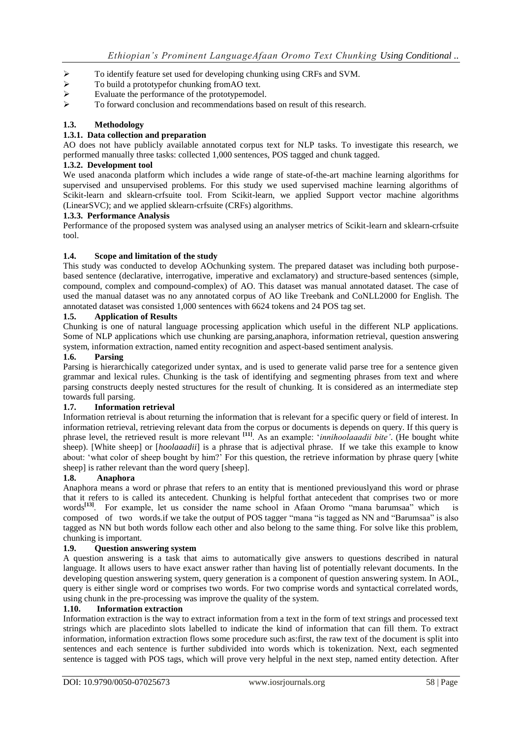- To identify feature set used for developing chunking using CRFs and SVM.
- To build a prototypefor chunking fromAO text.
- Evaluate the performance of the prototypemodel.
- To forward conclusion and recommendations based on result of this research.

### 1.3. Methodology

#### 1.3.1. Data collection and preparation

AO does not have publicly available annotated corpus text for NLP tasks. To investigate this research, we performed manually three tasks: collected 1,000 sentences, POS tagged and chunk tagged.

#### 1.3.2. Development tool

We used anaconda platform which includes a wide range of state-of-the-art machine learning algorithms for supervised and unsupervised problems. For this study we used supervised machine learning algorithms of Scikit-learn and sklearn-crfsuite tool. From Scikit-learn, we applied Support vector machine algorithms (LinearSVC); and we applied sklearn-crfsuite (CRFs) algorithms.

#### 1.3.3. Performance Analysis

Performance of the proposed system was analysed using an analyser metrics of Scikit-learn and sklearn-crfsuite tool.

### 1.4. Scope and limitation of the study

This study was conducted to develop AOchunking system. The prepared dataset was including both purpose-based sentence (declarative, interrogative, imperative and exclamatory) and structure-based sentences (simple, compound, complex and compound-complex) of AO. This dataset was manual annotated dataset. The case of used the manual dataset was no any annotated corpus of AO like Treebank and CoNLL2000 for English. The annotated dataset was consisted 1,000 sentences with 6624 tokens and 24 POS tag set.

### 1.5. Application of Results

Chunking is one of natural language processing application which useful in the different NLP applications. Some of NLP applications which use chunking are parsing,anaphora, information retrieval, question answering system, information extraction, named entity recognition and aspect-based sentiment analysis.

### 1.6. Parsing

Parsing is hierarchically categorized under syntax, and is used to generate valid parse tree for a sentence given grammar and lexical rules. Chunking is the task of identifying and segmenting phrases from text and where parsing constructs deeply nested structures for the result of chunking. It is considered as an intermediate step towards full parsing.

### 1.7. Information retrieval

Information retrieval is about returning the information that is relevant for a specific query or field of interest. In information retrieval, retrieving relevant data from the corpus or documents is depends on query. If this query is phrase level, the retrieved result is more relevant [11]. As an example: '*innihoolaaadii bite'*. (He bought white sheep). [White sheep] or [*hoolaaadii*] is a phrase that is adjectival phrase. If we take this example to know about: 'what color of sheep bought by him?' For this question, the retrieve information by phrase query [white sheep] is rather relevant than the word query [sheep].

### 1.8. Anaphora

Anaphora means a word or phrase that refers to an entity that is mentioned previouslyand this word or phrase that it refers to is called its antecedent. Chunking is helpful forthat antecedent that comprises two or more words[13]. For example, let us consider the name school in Afaan Oromo "mana barumsaa" which is composed of two words.if we take the output of POS tagger "mana "is tagged as NN and "Barumsaa" is also tagged as NN but both words follow each other and also belong to the same thing. For solve like this problem, chunking is important.

### 1.9. Question answering system

A question answering is a task that aims to automatically give answers to questions described in natural language. It allows users to have exact answer rather than having list of potentially relevant documents. In the developing question answering system, query generation is a component of question answering system. In AOL, query is either single word or comprises two words. For two comprise words and syntactical correlated words, using chunk in the pre-processing was improve the quality of the system.

### 1.10. Information extraction

Information extraction is the way to extract information from a text in the form of text strings and processed text strings which are placedinto slots labelled to indicate the kind of information that can fill them. To extract information, information extraction flows some procedure such as:first, the raw text of the document is split into sentences and each sentence is further subdivided into words which is tokenization. Next, each segmented sentence is tagged with POS tags, which will prove very helpful in the next step, named entity detection. After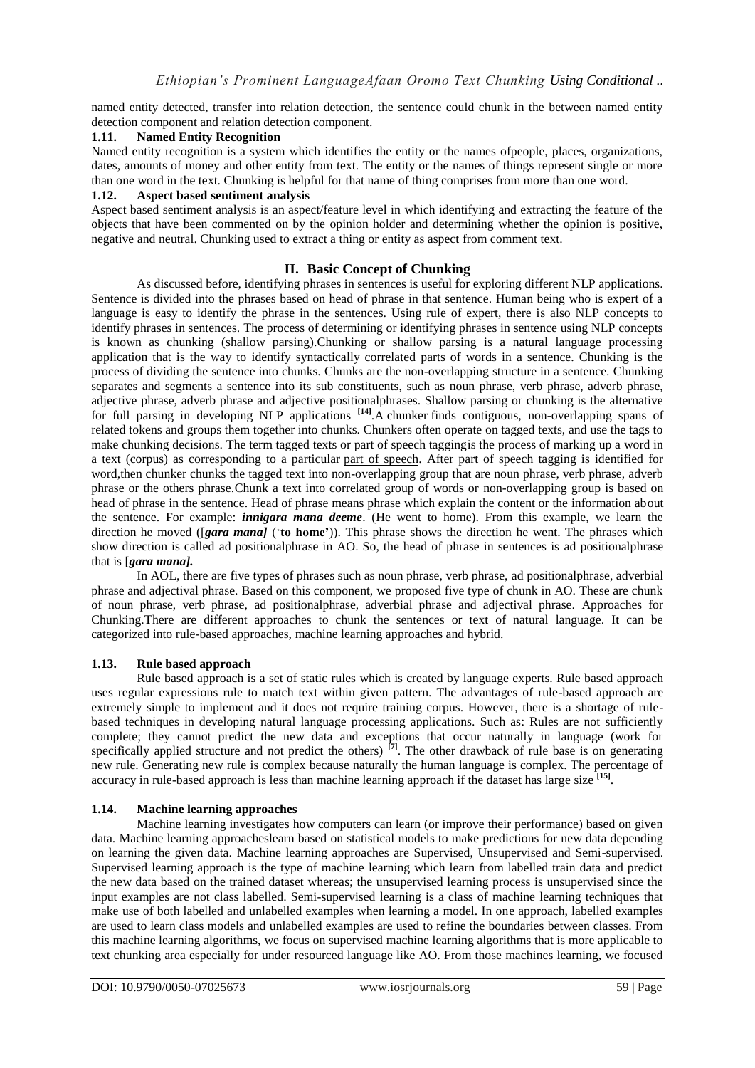named entity detected, transfer into relation detection, the sentence could chunk in the between named entity detection component and relation detection component.

### 1.11. Named Entity Recognition

Named entity recognition is a system which identifies the entity or the names ofpeople, places, organizations, dates, amounts of money and other entity from text. The entity or the names of things represent single or more than one word in the text. Chunking is helpful for that name of thing comprises from more than one word.

### 1.12. Aspect based sentiment analysis

Aspect based sentiment analysis is an aspect/feature level in which identifying and extracting the feature of the objects that have been commented on by the opinion holder and determining whether the opinion is positive, negative and neutral. Chunking used to extract a thing or entity as aspect from comment text.

## II. Basic Concept of Chunking

As discussed before, identifying phrases in sentences is useful for exploring different NLP applications. Sentence is divided into the phrases based on head of phrase in that sentence. Human being who is expert of a language is easy to identify the phrase in the sentences. Using rule of expert, there is also NLP concepts to identify phrases in sentences. The process of determining or identifying phrases in sentence using NLP concepts is known as chunking (shallow parsing).Chunking or shallow parsing is a natural language processing application that is the way to identify syntactically correlated parts of words in a sentence. Chunking is the process of dividing the sentence into chunks. Chunks are the non-overlapping structure in a sentence. Chunking separates and segments a sentence into its sub constituents, such as noun phrase, verb phrase, adverb phrase, adjective phrase, adverb phrase and adjective positionalphrases. Shallow parsing or chunking is the alternative for full parsing in developing NLP applications [14].A chunker finds contiguous, non-overlapping spans of related tokens and groups them together into chunks. Chunkers often operate on tagged texts, and use the tags to make chunking decisions. The term tagged texts or part of speech taggingis the process of marking up a word in a text (corpus) as corresponding to a particular part of speech. After part of speech tagging is identified for word,then chunker chunks the tagged text into non-overlapping group that are noun phrase, verb phrase, adverb phrase or the others phrase.Chunk a text into correlated group of words or non-overlapping group is based on head of phrase in the sentence. Head of phrase means phrase which explain the content or the information about the sentence. For example: ***innigara mana deeme***. (He went to home). From this example, we learn the direction he moved ([***gara mana]*** (‘**to home’**)). This phrase shows the direction he went. The phrases which show direction is called ad positionalphrase in AO. So, the head of phrase in sentences is ad positionalphrase that is [***gara mana].***

In AOL, there are five types of phrases such as noun phrase, verb phrase, ad positionalphrase, adverbial phrase and adjectival phrase. Based on this component, we proposed five type of chunk in AO. These are chunk of noun phrase, verb phrase, ad positionalphrase, adverbial phrase and adjectival phrase. Approaches for Chunking.There are different approaches to chunk the sentences or text of natural language. It can be categorized into rule-based approaches, machine learning approaches and hybrid.

### 1.13. Rule based approach

Rule based approach is a set of static rules which is created by language experts. Rule based approach uses regular expressions rule to match text within given pattern. The advantages of rule-based approach are extremely simple to implement and it does not require training corpus. However, there is a shortage of rule-based techniques in developing natural language processing applications. Such as: Rules are not sufficiently complete; they cannot predict the new data and exceptions that occur naturally in language (work for specifically applied structure and not predict the others) [7]. The other drawback of rule base is on generating new rule. Generating new rule is complex because naturally the human language is complex. The percentage of accuracy in rule-based approach is less than machine learning approach if the dataset has large size [15].

### 1.14. Machine learning approaches

Machine learning investigates how computers can learn (or improve their performance) based on given data. Machine learning approacheslearn based on statistical models to make predictions for new data depending on learning the given data. Machine learning approaches are Supervised, Unsupervised and Semi-supervised. Supervised learning approach is the type of machine learning which learn from labelled train data and predict the new data based on the trained dataset whereas; the unsupervised learning process is unsupervised since the input examples are not class labelled. Semi-supervised learning is a class of machine learning techniques that make use of both labelled and unlabelled examples when learning a model. In one approach, labelled examples are used to learn class models and unlabelled examples are used to refine the boundaries between classes. From this machine learning algorithms, we focus on supervised machine learning algorithms that is more applicable to text chunking area especially for under resourced language like AO. From those machines learning, we focused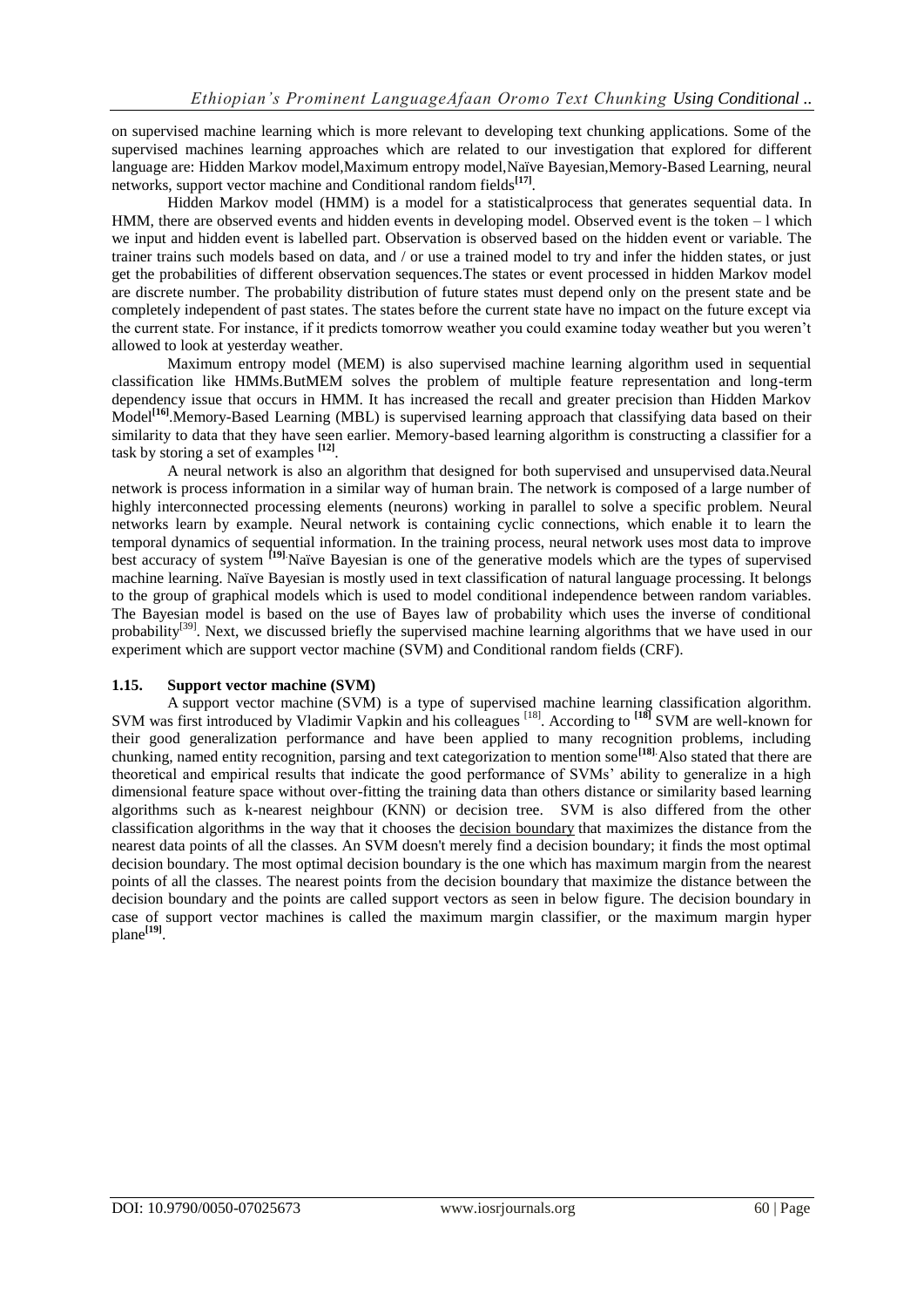on supervised machine learning which is more relevant to developing text chunking applications. Some of the supervised machines learning approaches which are related to our investigation that explored for different language are: Hidden Markov model,Maximum entropy model,Naïve Bayesian,Memory-Based Learning, neural networks, support vector machine and Conditional random fields[17].

Hidden Markov model (HMM) is a model for a statisticalprocess that generates sequential data. In HMM, there are observed events and hidden events in developing model. Observed event is the token – l which we input and hidden event is labelled part. Observation is observed based on the hidden event or variable. The trainer trains such models based on data, and / or use a trained model to try and infer the hidden states, or just get the probabilities of different observation sequences.The states or event processed in hidden Markov model are discrete number. The probability distribution of future states must depend only on the present state and be completely independent of past states. The states before the current state have no impact on the future except via the current state. For instance, if it predicts tomorrow weather you could examine today weather but you weren't allowed to look at yesterday weather.

Maximum entropy model (MEM) is also supervised machine learning algorithm used in sequential classification like HMMs.ButMEM solves the problem of multiple feature representation and long-term dependency issue that occurs in HMM. It has increased the recall and greater precision than Hidden Markov Model[16].Memory-Based Learning (MBL) is supervised learning approach that classifying data based on their similarity to data that they have seen earlier. Memory-based learning algorithm is constructing a classifier for a task by storing a set of examples [12].

A neural network is also an algorithm that designed for both supervised and unsupervised data.Neural network is process information in a similar way of human brain. The network is composed of a large number of highly interconnected processing elements (neurons) working in parallel to solve a specific problem. Neural networks learn by example. Neural network is containing cyclic connections, which enable it to learn the temporal dynamics of sequential information. In the training process, neural network uses most data to improve best accuracy of system [19].Naïve Bayesian is one of the generative models which are the types of supervised machine learning. Naïve Bayesian is mostly used in text classification of natural language processing. It belongs to the group of graphical models which is used to model conditional independence between random variables. The Bayesian model is based on the use of Bayes law of probability which uses the inverse of conditional probability[39]. Next, we discussed briefly the supervised machine learning algorithms that we have used in our experiment which are support vector machine (SVM) and Conditional random fields (CRF).

### 1.15. Support vector machine (SVM)

A support vector machine (SVM) is a type of supervised machine learning classification algorithm. SVM was first introduced by Vladimir Vapkin and his colleagues [18]. According to [18] SVM are well-known for their good generalization performance and have been applied to many recognition problems, including chunking, named entity recognition, parsing and text categorization to mention some[18].Also stated that there are theoretical and empirical results that indicate the good performance of SVMs' ability to generalize in a high dimensional feature space without over-fitting the training data than others distance or similarity based learning algorithms such as k-nearest neighbour (KNN) or decision tree. SVM is also differed from the other classification algorithms in the way that it chooses the decision boundary that maximizes the distance from the nearest data points of all the classes. An SVM doesn't merely find a decision boundary; it finds the most optimal decision boundary. The most optimal decision boundary is the one which has maximum margin from the nearest points of all the classes. The nearest points from the decision boundary that maximize the distance between the decision boundary and the points are called support vectors as seen in below figure. The decision boundary in case of support vector machines is called the maximum margin classifier, or the maximum margin hyper plane[19].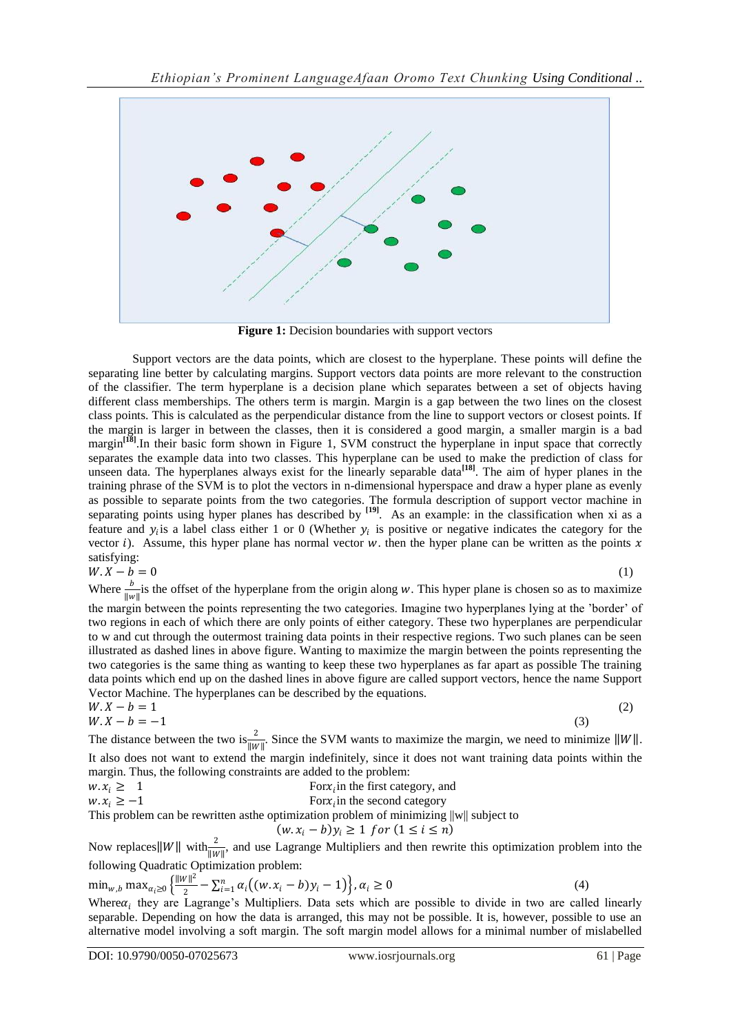**Figure 1:** Decision boundaries with support vectors

Support vectors are the data points, which are closest to the hyperplane. These points will define the separating line better by calculating margins. Support vectors data points are more relevant to the construction of the classifier. The term hyperplane is a decision plane which separates between a set of objects having different class memberships. The others term is margin. Margin is a gap between the two lines on the closest class points. This is calculated as the perpendicular distance from the line to support vectors or closest points. If the margin is larger in between the classes, then it is considered a good margin, a smaller margin is a bad margin[18].In their basic form shown in Figure 1, SVM construct the hyperplane in input space that correctly separates the example data into two classes. This hyperplane can be used to make the prediction of class for unseen data. The hyperplanes always exist for the linearly separable data[18]. The aim of hyper planes in the training phrase of the SVM is to plot the vectors in n-dimensional hyperspace and draw a hyper plane as evenly as possible to separate points from the two categories. The formula description of support vector machine in separating points using hyper planes has described by [19]. As an example: in the classification when xi as a feature and $y_i$is a label class either 1 or 0 (Whether $y_i$ is positive or negative indicates the category for the vector $i$). Assume, this hyper plane has normal vector $w$. then the hyper plane can be written as the points $x$ satisfying:

$$W.X - b = 0 \tag{1}$$

Where $\frac{b}{\|w\|}$is the offset of the hyperplane from the origin along $w$. This hyper plane is chosen so as to maximize the margin between the points representing the two categories. Imagine two hyperplanes lying at the 'border' of two regions in each of which there are only points of either category. These two hyperplanes are perpendicular to w and cut through the outermost training data points in their respective regions. Two such planes can be seen illustrated as dashed lines in above figure. Wanting to maximize the margin between the points representing the two categories is the same thing as wanting to keep these two hyperplanes as far apart as possible The training data points which end up on the dashed lines in above figure are called support vectors, hence the name Support Vector Machine. The hyperplanes can be described by the equations.

$$W.X - b = 1 \tag{2}$$

$$W.X - b = -1 \tag{3}$$

The distance between the two is$\frac{2}{\|W\|}$. Since the SVM wants to maximize the margin, we need to minimize $\|W\|$. It also does not want to extend the margin indefinitely, since it does not want training data points within the margin. Thus, the following constraints are added to the problem:

$w.x_i \geq 1$ For$x_i$in the first category, and

$w.x_i \geq -1$ For$x_i$in the second category

This problem can be rewritten asthe optimization problem of minimizing ‖w‖ subject to

$$(w.x_i - b)y_i \geq 1 \; for \; (1 \leq i \leq n)$$

Now replaces$\|W\|$ with$\frac{2}{\|W\|}$, and use Lagrange Multipliers and then rewrite this optimization problem into the following Quadratic Optimization problem:

$$\min_{w,b} \max_{\alpha_i \geq 0} \left\{ \frac{\|W\|^2}{2} - \sum_{i=1}^{n} \alpha_i \big( (w.x_i - b)y_i - 1 \big) \right\}, \alpha_i \geq 0 \tag{4}$$

Where$\alpha_i$ they are Lagrange's Multipliers. Data sets which are possible to divide in two are called linearly separable. Depending on how the data is arranged, this may not be possible. It is, however, possible to use an alternative model involving a soft margin. The soft margin model allows for a minimal number of mislabelled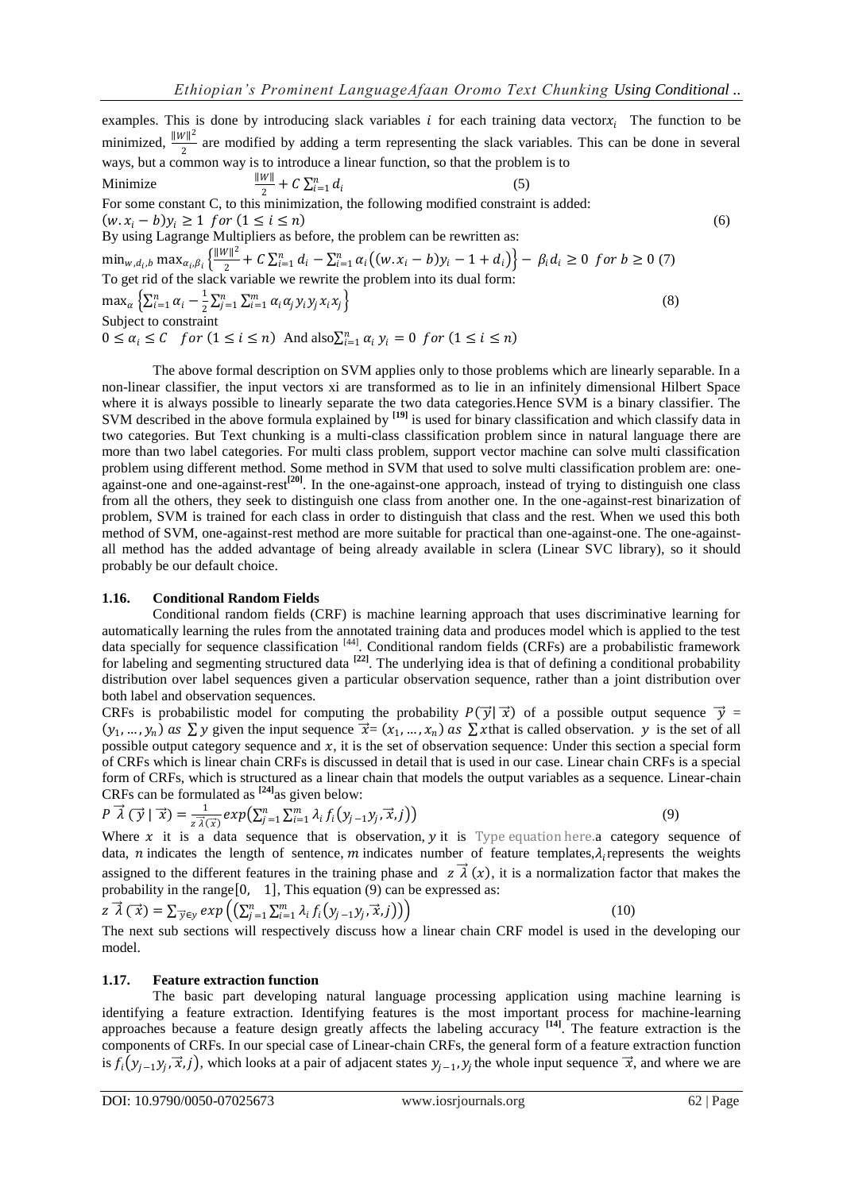examples. This is done by introducing slack variables $i$ for each training data vector$x_i$ The function to be minimized, $\frac{\|W\|^2}{2}$ are modified by adding a term representing the slack variables. This can be done in several ways, but a common way is to introduce a linear function, so that the problem is to

Minimize $$\frac{\|W\|}{2} + C\sum_{i=1}^{n} d_i \quad (5)$$

For some constant C, to this minimization, the following modified constraint is added:

$$(w.x_i - b)y_i \geq 1 \ for \ (1 \leq i \leq n) \quad (6)$$

By using Lagrange Multipliers as before, the problem can be rewritten as:

$$\min_{w,d_i,b} \max_{\alpha_i,\beta_i} \left\{ \frac{\|W\|^2}{2} + C\sum_{i=1}^{n} d_i - \sum_{i=1}^{n} \alpha_i \left( (w.x_i - b)y_i - 1 + d_i \right) \right\} - \beta_i d_i \geq 0 \ for \ b \geq 0 \quad (7)$$

To get rid of the slack variable we rewrite the problem into its dual form:

$$\max_{\alpha} \left\{ \sum_{i=1}^{n} \alpha_i - \frac{1}{2} \sum_{j=1}^{n} \sum_{i=1}^{m} \alpha_i \alpha_j y_i y_j x_i x_j \right\} \quad (8)$$

Subject to constraint

$0 \leq \alpha_i \leq C \quad for \ (1 \leq i \leq n)$ And also$\sum_{i=1}^{n} \alpha_i \, y_i = 0 \ for \ (1 \leq i \leq n)$

The above formal description on SVM applies only to those problems which are linearly separable. In a non-linear classifier, the input vectors xi are transformed as to lie in an infinitely dimensional Hilbert Space where it is always possible to linearly separate the two data categories.Hence SVM is a binary classifier. The SVM described in the above formula explained by [19] is used for binary classification and which classify data in two categories. But Text chunking is a multi-class classification problem since in natural language there are more than two label categories. For multi class problem, support vector machine can solve multi classification problem using different method. Some method in SVM that used to solve multi classification problem are: one-against-one and one-against-rest[20]. In the one-against-one approach, instead of trying to distinguish one class from all the others, they seek to distinguish one class from another one. In the one-against-rest binarization of problem, SVM is trained for each class in order to distinguish that class and the rest. When we used this both method of SVM, one-against-rest method are more suitable for practical than one-against-one. The one-against-all method has the added advantage of being already available in sclera (Linear SVC library), so it should probably be our default choice.

## 1.16. Conditional Random Fields

Conditional random fields (CRF) is machine learning approach that uses discriminative learning for automatically learning the rules from the annotated training data and produces model which is applied to the test data specially for sequence classification [44]. Conditional random fields (CRFs) are a probabilistic framework for labeling and segmenting structured data [22]. The underlying idea is that of defining a conditional probability distribution over label sequences given a particular observation sequence, rather than a joint distribution over both label and observation sequences.

CRFs is probabilistic model for computing the probability $P(\vec{y}|\,\vec{x})$ of a possible output sequence $\vec{y} = (y_1, \ldots, y_n)$ $as \sum y$ given the input sequence $\vec{x} = (x_1, \ldots, x_n)$ $as \sum x$that is called observation. $y$ is the set of all possible output category sequence and $x$, it is the set of observation sequence: Under this section a special form of CRFs which is linear chain CRFs is discussed in detail that is used in our case. Linear chain CRFs is a special form of CRFs, which is structured as a linear chain that models the output variables as a sequence. Linear-chain CRFs can be formulated as [24]as given below:

$$P\,\vec{\lambda}\,(\vec{y} \mid \vec{x}) = \frac{1}{z\,\vec{\lambda}(\vec{x})} exp\left(\sum_{j=1}^{n}\sum_{i=1}^{m} \lambda_i\, f_i\left(y_{j-1}y_j, \vec{x}, j\right)\right) \quad (9)$$

Where $x$ it is a data sequence that is observation, $y$ it is Type equation here.a category sequence of data, $n$ indicates the length of sentence, $m$ indicates number of feature templates,$\lambda_i$represents the weights assigned to the different features in the training phase and $z\,\vec{\lambda}\,(x)$, it is a normalization factor that makes the probability in the range$[0, \ \ 1]$, This equation (9) can be expressed as:

$$z\,\vec{\lambda}\,(\vec{x}) = \sum_{\vec{y} \in y} exp\left(\left(\sum_{j=1}^{n}\sum_{i=1}^{m} \lambda_i\, f_i\left(y_{j-1}y_j, \vec{x}, j\right)\right)\right) \quad (10)$$

The next sub sections will respectively discuss how a linear chain CRF model is used in the developing our model.

## 1.17. Feature extraction function

The basic part developing natural language processing application using machine learning is identifying a feature extraction. Identifying features is the most important process for machine-learning approaches because a feature design greatly affects the labeling accuracy [14]. The feature extraction is the components of CRFs. In our special case of Linear-chain CRFs, the general form of a feature extraction function is $f_i\left(y_{j-1}y_j, \vec{x}, j\right)$, which looks at a pair of adjacent states $y_{j-1}, y_j$ the whole input sequence $\vec{x}$, and where we are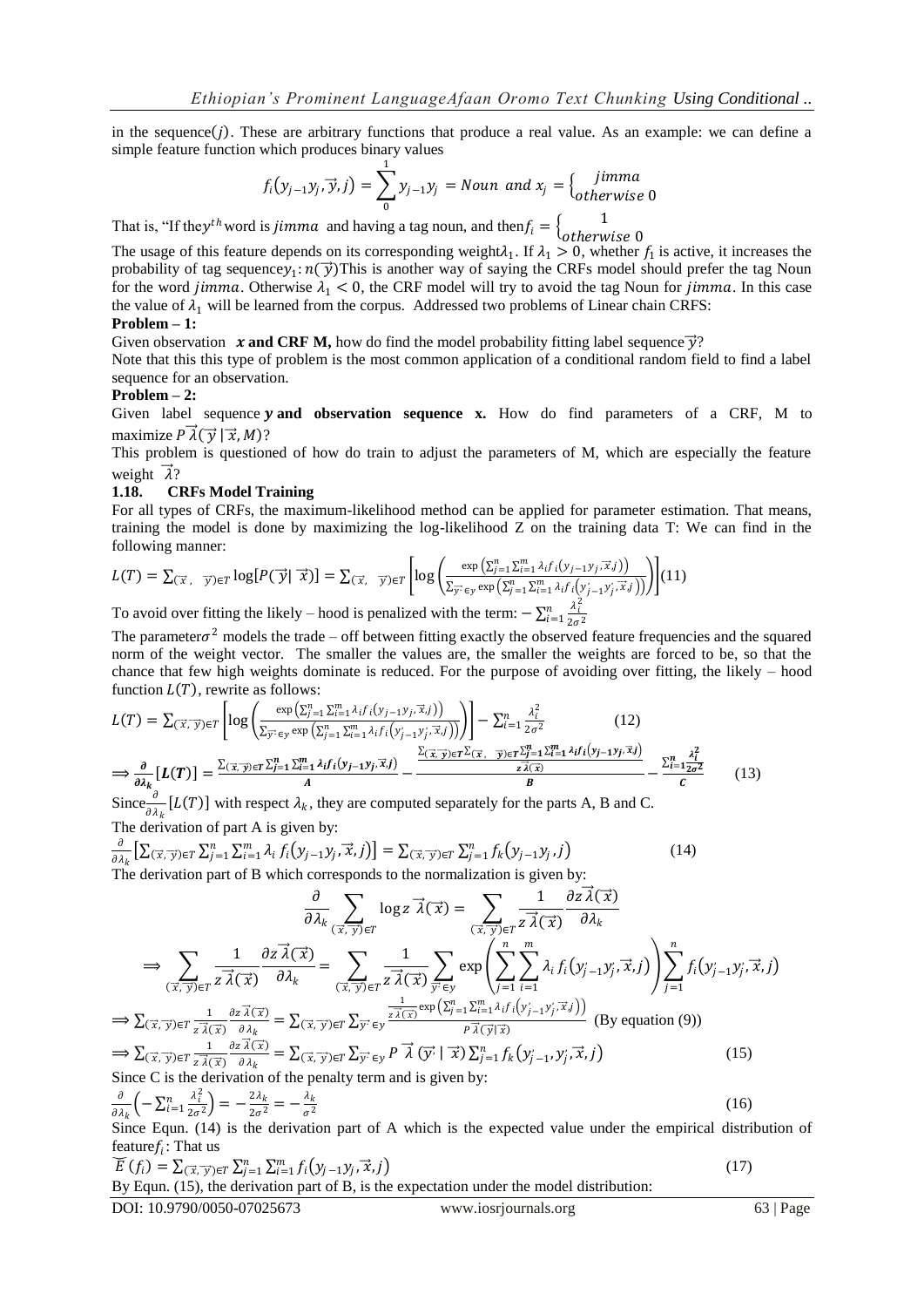in the sequence$(j)$. These are arbitrary functions that produce a real value. As an example: we can define a simple feature function which produces binary values

$$f_i(y_{j-1}y_j, \vec{y}, j) = \sum_{0}^{1} y_{j-1}y_j = Noun \text{ and } x_j = \begin{cases} jimma \\ otherwise\ 0 \end{cases}$$

That is, "If the$y^{th}$word is $jimma$ and having a tag noun, and then$f_i = \begin{cases} 1 \\ otherwise\ 0 \end{cases}$

The usage of this feature depends on its corresponding weight$\lambda_1$. If $\lambda_1 > 0$, whether $f_1$ is active, it increases the probability of tag sequence$y_1$: $n(\vec{y})$This is another way of saying the CRFs model should prefer the tag Noun for the word $jimma$. Otherwise $\lambda_1 < 0$, the CRF model will try to avoid the tag Noun for $jimma$. In this case the value of $\lambda_1$ will be learned from the corpus. Addressed two problems of Linear chain CRFS:

**Problem – 1:**

Given observation **$x$ and CRF M,** how do find the model probability fitting label sequence $\vec{y}$?

Note that this this type of problem is the most common application of a conditional random field to find a label sequence for an observation.

**Problem – 2:**

Given label sequence **$y$ and observation sequence x.** How do find parameters of a CRF, M to maximize $P\vec{\lambda}(\vec{y}\,|\,\vec{x}, M)$?

This problem is questioned of how do train to adjust the parameters of M, which are especially the feature weight $\vec{\lambda}$?

### 1.18. CRFs Model Training

For all types of CRFs, the maximum-likelihood method can be applied for parameter estimation. That means, training the model is done by maximizing the log-likelihood Z on the training data T: We can find in the following manner:

$$L(T) = \sum_{(\vec{x},\ \vec{y}) \in T} \log[P(\vec{y}|\ \vec{x})] = \sum_{(\vec{x},\ \vec{y}) \in T} \left[ \log\left( \frac{\exp\left(\sum_{j=1}^{n}\sum_{i=1}^{m} \lambda_i f_i(y_{j-1}y_j, \vec{x}, j)\right)}{\sum_{\vec{y'} \in y} \exp\left(\sum_{j=1}^{n}\sum_{i=1}^{m} \lambda_i f_i(y'_{j-1}y'_j, \vec{x}, j)\right)} \right) \right] (11)$$

To avoid over fitting the likely – hood is penalized with the term: $-\sum_{i=1}^{n} \frac{\lambda_i^2}{2\sigma^2}$

The parameter$\sigma^2$ models the trade – off between fitting exactly the observed feature frequencies and the squared norm of the weight vector. The smaller the values are, the smaller the weights are forced to be, so that the chance that few high weights dominate is reduced. For the purpose of avoiding over fitting, the likely – hood function $L(T)$, rewrite as follows:

$$L(T) = \sum_{(\vec{x}, \vec{y}) \in T} \left[ \log\left( \frac{\exp\left(\sum_{j=1}^{n}\sum_{i=1}^{m} \lambda_i f_i(y_{j-1}y_j, \vec{x}, j)\right)}{\sum_{\vec{y'} \in y} \exp\left(\sum_{j=1}^{n}\sum_{i=1}^{m} \lambda_i f_i(y'_{j-1}y'_j, \vec{x}, j)\right)} \right) \right] - \sum_{i=1}^{n} \frac{\lambda_i^2}{2\sigma^2} \qquad (12)$$

$$\Rightarrow \frac{\partial}{\partial \lambda_k}[\boldsymbol{L(T)}] = \underbrace{\sum_{(\vec{x}, \vec{y}) \in T} \sum_{j=1}^{n}\sum_{i=1}^{m} \lambda_i f_i(y_{j-1}y_j, \vec{x}, j)}_{A} - \underbrace{\frac{\sum_{(\vec{x}, \vec{y}) \in T} \sum_{(\vec{x},\ \vec{y}) \in T} \sum_{j=1}^{n}\sum_{i=1}^{m} \lambda_i f_i(y_{j-1}y_j, \vec{x}, j)}{z\vec{\lambda}(\vec{x})}}_{B} - \underbrace{\sum_{i=1}^{n} \frac{\lambda_i^2}{2\sigma^2}}_{C} \qquad (13)$$

Since$\frac{\partial}{\partial \lambda_k}[L(T)]$ with respect $\lambda_k$, they are computed separately for the parts A, B and C.

The derivation of part A is given by:

$$\frac{\partial}{\partial \lambda_k}\left[\sum_{(\vec{x}, \vec{y}) \in T} \sum_{j=1}^{n}\sum_{i=1}^{m} \lambda_i f_i(y_{j-1}y_j, \vec{x}, j)\right] = \sum_{(\vec{x}, \vec{y}) \in T} \sum_{j=1}^{n} f_k(y_{j-1}y_j, j) \qquad (14)$$

The derivation part of B which corresponds to the normalization is given by:

$$\frac{\partial}{\partial \lambda_k} \sum_{(\vec{x},\ \vec{y}) \in T} \log z\,\vec{\lambda}(\vec{x}) = \sum_{(\vec{x},\ \vec{y}) \in T} \frac{1}{z\,\vec{\lambda}(\vec{x})} \frac{\partial z\,\vec{\lambda}(\vec{x})}{\partial \lambda_k}$$

$$\Rightarrow \sum_{(\vec{x},\ \vec{y}) \in T} \frac{1}{z\,\vec{\lambda}(\vec{x})} \frac{\partial z\,\vec{\lambda}(\vec{x})}{\partial \lambda_k} = \sum_{(\vec{x},\ \vec{y}) \in T} \frac{1}{z\,\vec{\lambda}(\vec{x})} \sum_{\vec{y'} \in y} \exp\left(\sum_{j=1}^{n}\sum_{i=1}^{m} \lambda_i f_i(y'_{j-1}y'_j, \vec{x}, j)\right) \sum_{j=1}^{n} f_i(y'_{j-1}y'_j, \vec{x}, j)$$

$$\Rightarrow \sum_{(\vec{x}, \vec{y}) \in T} \frac{1}{z\,\vec{\lambda}(\vec{x})} \frac{\partial z\,\vec{\lambda}(\vec{x})}{\partial \lambda_k} = \sum_{(\vec{x}, \vec{y}) \in T} \sum_{\vec{y'} \in y} \frac{\frac{1}{z\,\vec{\lambda}(\vec{x})} \exp\left(\sum_{j=1}^{n}\sum_{i=1}^{m} \lambda_i f_i(y'_{j-1}y'_j, \vec{x}, j)\right)}{P\,\vec{\lambda}(\vec{y}|\vec{x})} \text{ (By equation (9))}$$

$$\Rightarrow \sum_{(\vec{x}, \vec{y}) \in T} \frac{1}{z\,\vec{\lambda}(\vec{x})} \frac{\partial z\,\vec{\lambda}(\vec{x})}{\partial \lambda_k} = \sum_{(\vec{x}, \vec{y}) \in T} \sum_{\vec{y'} \in y} P\,\vec{\lambda}\,(\vec{y'}\,|\,\vec{x}) \sum_{j=1}^{n} f_k(y'_{j-1}, y'_j, \vec{x}, j) \qquad (15)$$

Since C is the derivation of the penalty term and is given by:

$$\frac{\partial}{\partial \lambda_k}\left(-\sum_{i=1}^{n} \frac{\lambda_i^2}{2\sigma^2}\right) = -\frac{2\lambda_k}{2\sigma^2} = -\frac{\lambda_k}{\sigma^2} \qquad (16)$$

Since Equn. (14) is the derivation part of A which is the expected value under the empirical distribution of feature$f_i$: That us

$$\widetilde{E}(f_i) = \sum_{(\vec{x}, \vec{y}) \in T} \sum_{j=1}^{n}\sum_{i=1}^{m} f_i(y_{j-1}y_j, \vec{x}, j) \qquad (17)$$

By Equn. (15), the derivation part of B, is the expectation under the model distribution: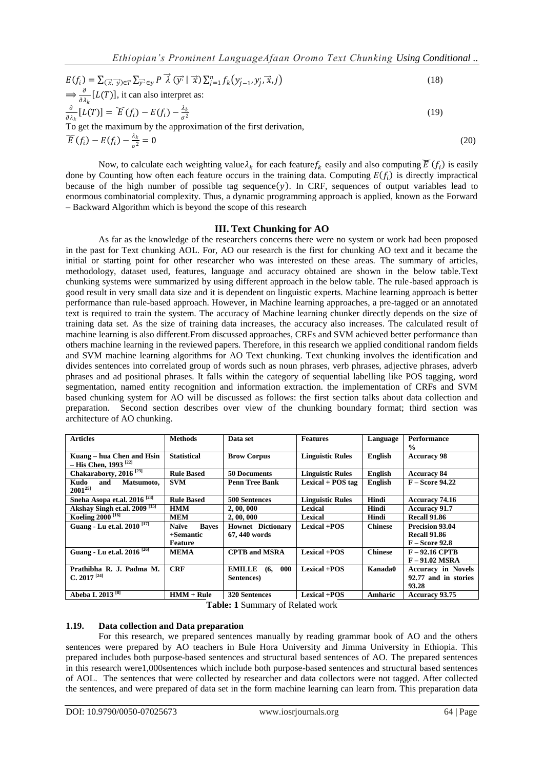$$E(f_i) = \sum_{(\vec{x},\vec{y}) \in T} \sum_{\vec{y'} \in y} P \vec{\lambda}(\vec{y'} \mid \vec{x}) \sum_{j=1}^{n} f_k(y'_{j-1}, y'_j, \vec{x}, j) \tag{18}$$

$\Longrightarrow \frac{\partial}{\partial \lambda_k}[L(T)]$, it can also interpret as:

$$\frac{\partial}{\partial \lambda_k}[L(T)] = \breve{E}(f_i) - E(f_i) - \frac{\lambda_k}{\sigma^2} \tag{19}$$

To get the maximum by the approximation of the first derivation,

$$\breve{E}(f_i) - E(f_i) - \frac{\lambda_k}{\sigma^2} = 0 \tag{20}$$

Now, to calculate each weighting value $\lambda_k$ for each feature $f_k$ easily and also computing $\breve{E}(f_i)$ is easily done by Counting how often each feature occurs in the training data. Computing $E(f_i)$ is directly impractical because of the high number of possible tag sequence $(y)$. In CRF, sequences of output variables lead to enormous combinatorial complexity. Thus, a dynamic programming approach is applied, known as the Forward – Backward Algorithm which is beyond the scope of this research

## III. Text Chunking for AO

As far as the knowledge of the researchers concerns there were no system or work had been proposed in the past for Text chunking AOL. For, AO our research is the first for chunking AO text and it became the initial or starting point for other researcher who was interested on these areas. The summary of articles, methodology, dataset used, features, language and accuracy obtained are shown in the below table.Text chunking systems were summarized by using different approach in the below table. The rule-based approach is good result in very small data size and it is dependent on linguistic experts. Machine learning approach is better performance than rule-based approach. However, in Machine learning approaches, a pre-tagged or an annotated text is required to train the system. The accuracy of Machine learning chunker directly depends on the size of training data set. As the size of training data increases, the accuracy also increases. The calculated result of machine learning is also different.From discussed approaches, CRFs and SVM achieved better performance than others machine learning in the reviewed papers. Therefore, in this research we applied conditional random fields and SVM machine learning algorithms for AO Text chunking. Text chunking involves the identification and divides sentences into correlated group of words such as noun phrases, verb phrases, adjective phrases, adverb phrases and ad positional phrases. It falls within the category of sequential labelling like POS tagging, word segmentation, named entity recognition and information extraction. the implementation of CRFs and SVM based chunking system for AO will be discussed as follows: the first section talks about data collection and preparation. Second section describes over view of the chunking boundary format; third section was architecture of AO chunking.

| Articles | Methods | Data set | Features | Language | Performance % |
|---|---|---|---|---|---|
| Kuang – hua Chen and Hsin – His Chen, 1993 [22] | Statistical | Brow Corpus | Linguistic Rules | English | Accuracy 98 |
| Chakaraborty, 2016 [23] | Rule Based | 50 Documents | Linguistic Rules | English | Accuracy 84 |
| Kudo and Matsumoto, 2001[25] | SVM | Penn Tree Bank | Lexical + POS tag | English | F – Score 94.22 |
| Sneha Asopa et.al. 2016 [23] | Rule Based | 500 Sentences | Linguistic Rules | Hindi | Accuracy 74.16 |
| Akshay Singh et.al. 2009 [15] | HMM | 2, 00, 000 | Lexical | Hindi | Accuracy 91.7 |
| Koeling 2000 [16] | MEM | 2, 00, 000 | Lexical | Hindi | Recall 91.86 |
| Guang - Lu et.al. 2010 [17] | Naïve Bayes +Semantic Feature | Hownet Dictionary 67, 440 words | Lexical +POS | Chinese | Precision 93.04 Recall 91.86 F – Score 92.8 |
| Guang - Lu et.al. 2016 [26] | MEMA | CPTB and MSRA | Lexical +POS | Chinese | F – 92.16 CPTB F – 91.02 MSRA |
| Prathibha R. J. Padma M. C. 2017 [24] | CRF | EMILLE (6, 000 Sentences) | Lexical +POS | Kanada0 | Accuracy in Novels 92.77 and in stories 93.28 |
| Abeba I. 2013 [8] | HMM + Rule | 320 Sentences | Lexical +POS | Amharic | Accuracy 93.75 |

**Table: 1** Summary of Related work

### 1.19. Data collection and Data preparation

For this research, we prepared sentences manually by reading grammar book of AO and the others sentences were prepared by AO teachers in Bule Hora University and Jimma University in Ethiopia. This prepared includes both purpose-based sentences and structural based sentences of AO. The prepared sentences in this research were1,000sentences which include both purpose-based sentences and structural based sentences of AOL. The sentences that were collected by researcher and data collectors were not tagged. After collected the sentences, and were prepared of data set in the form machine learning can learn from. This preparation data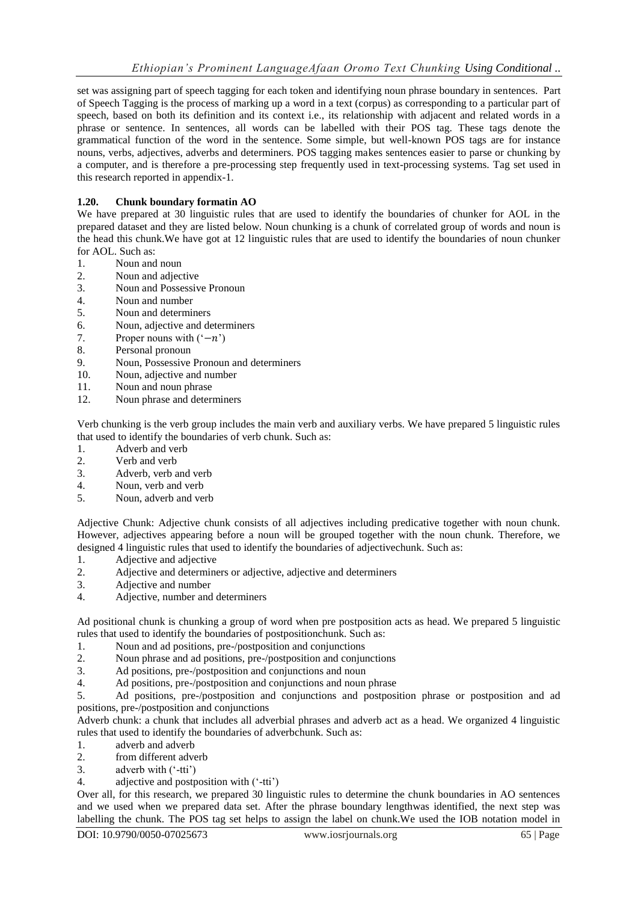set was assigning part of speech tagging for each token and identifying noun phrase boundary in sentences. Part of Speech Tagging is the process of marking up a word in a text (corpus) as corresponding to a particular part of speech, based on both its definition and its context i.e., its relationship with adjacent and related words in a phrase or sentence. In sentences, all words can be labelled with their POS tag. These tags denote the grammatical function of the word in the sentence. Some simple, but well-known POS tags are for instance nouns, verbs, adjectives, adverbs and determiners. POS tagging makes sentences easier to parse or chunking by a computer, and is therefore a pre-processing step frequently used in text-processing systems. Tag set used in this research reported in appendix-1.

### 1.20. Chunk boundary formatin AO

We have prepared at 30 linguistic rules that are used to identify the boundaries of chunker for AOL in the prepared dataset and they are listed below. Noun chunking is a chunk of correlated group of words and noun is the head this chunk.We have got at 12 linguistic rules that are used to identify the boundaries of noun chunker for AOL. Such as:

1. Noun and noun
2. Noun and adjective
3. Noun and Possessive Pronoun
4. Noun and number
5. Noun and determiners
6. Noun, adjective and determiners
7. Proper nouns with ('$-n$')
8. Personal pronoun
9. Noun, Possessive Pronoun and determiners
10. Noun, adjective and number
11. Noun and noun phrase
12. Noun phrase and determiners

Verb chunking is the verb group includes the main verb and auxiliary verbs. We have prepared 5 linguistic rules that used to identify the boundaries of verb chunk. Such as:

1. Adverb and verb
2. Verb and verb
3. Adverb, verb and verb
4. Noun, verb and verb
5. Noun, adverb and verb

Adjective Chunk: Adjective chunk consists of all adjectives including predicative together with noun chunk. However, adjectives appearing before a noun will be grouped together with the noun chunk. Therefore, we designed 4 linguistic rules that used to identify the boundaries of adjectivechunk. Such as:

1. Adjective and adjective
2. Adjective and determiners or adjective, adjective and determiners
3. Adjective and number
4. Adjective, number and determiners

Ad positional chunk is chunking a group of word when pre postposition acts as head. We prepared 5 linguistic rules that used to identify the boundaries of postpositionchunk. Such as:

1. Noun and ad positions, pre-/postposition and conjunctions
2. Noun phrase and ad positions, pre-/postposition and conjunctions
3. Ad positions, pre-/postposition and conjunctions and noun
4. Ad positions, pre-/postposition and conjunctions and noun phrase
5. Ad positions, pre-/postposition and conjunctions and postposition phrase or postposition and ad positions, pre-/postposition and conjunctions

Adverb chunk: a chunk that includes all adverbial phrases and adverb act as a head. We organized 4 linguistic rules that used to identify the boundaries of adverbchunk. Such as:

1. adverb and adverb
2. from different adverb
3. adverb with ('-tti')
4. adjective and postposition with ('-tti')

Over all, for this research, we prepared 30 linguistic rules to determine the chunk boundaries in AO sentences and we used when we prepared data set. After the phrase boundary lengthwas identified, the next step was labelling the chunk. The POS tag set helps to assign the label on chunk.We used the IOB notation model in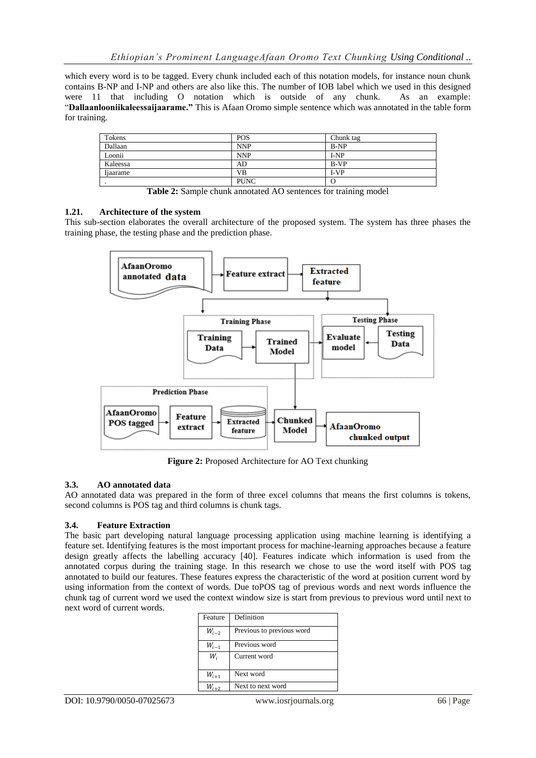which every word is to be tagged. Every chunk included each of this notation models, for instance noun chunk contains B-NP and I-NP and others are also like this. The number of IOB label which we used in this designed were 11 that including O notation which is outside of any chunk. As an example: "**Dallaanlooniikaleessaijaarame.**" This is Afaan Oromo simple sentence which was annotated in the table form for training.

| Tokens | POS | Chunk tag |
|---|---|---|
| Dallaan | NNP | B-NP |
| Loonii | NNP | I-NP |
| Kaleessa | AD | B-VP |
| Ijaarame | VB | I-VP |
| . | PUNC | O |

**Table 2:** Sample chunk annotated AO sentences for training model

### 1.21. Architecture of the system

This sub-section elaborates the overall architecture of the proposed system. The system has three phases the training phase, the testing phase and the prediction phase.

**Figure 2:** Proposed Architecture for AO Text chunking

### 3.3. AO annotated data

AO annotated data was prepared in the form of three excel columns that means the first columns is tokens, second columns is POS tag and third columns is chunk tags.

### 3.4. Feature Extraction

The basic part developing natural language processing application using machine learning is identifying a feature set. Identifying features is the most important process for machine-learning approaches because a feature design greatly affects the labelling accuracy [40]. Features indicate which information is used from the annotated corpus during the training stage. In this research we chose to use the word itself with POS tag annotated to build our features. These features express the characteristic of the word at position current word by using information from the context of words. Due toPOS tag of previous words and next words influence the chunk tag of current word we used the context window size is start from previous to previous word until next to next word of current words.

| Feature | Definition |
|---|---|
| $W_{i-2}$ | Previous to previous word |
| $W_{i-1}$ | Previous word |
| $W_i$ | Current word |
| $W_{i+1}$ | Next word |
| $W_{i+2}$ | Next to next word |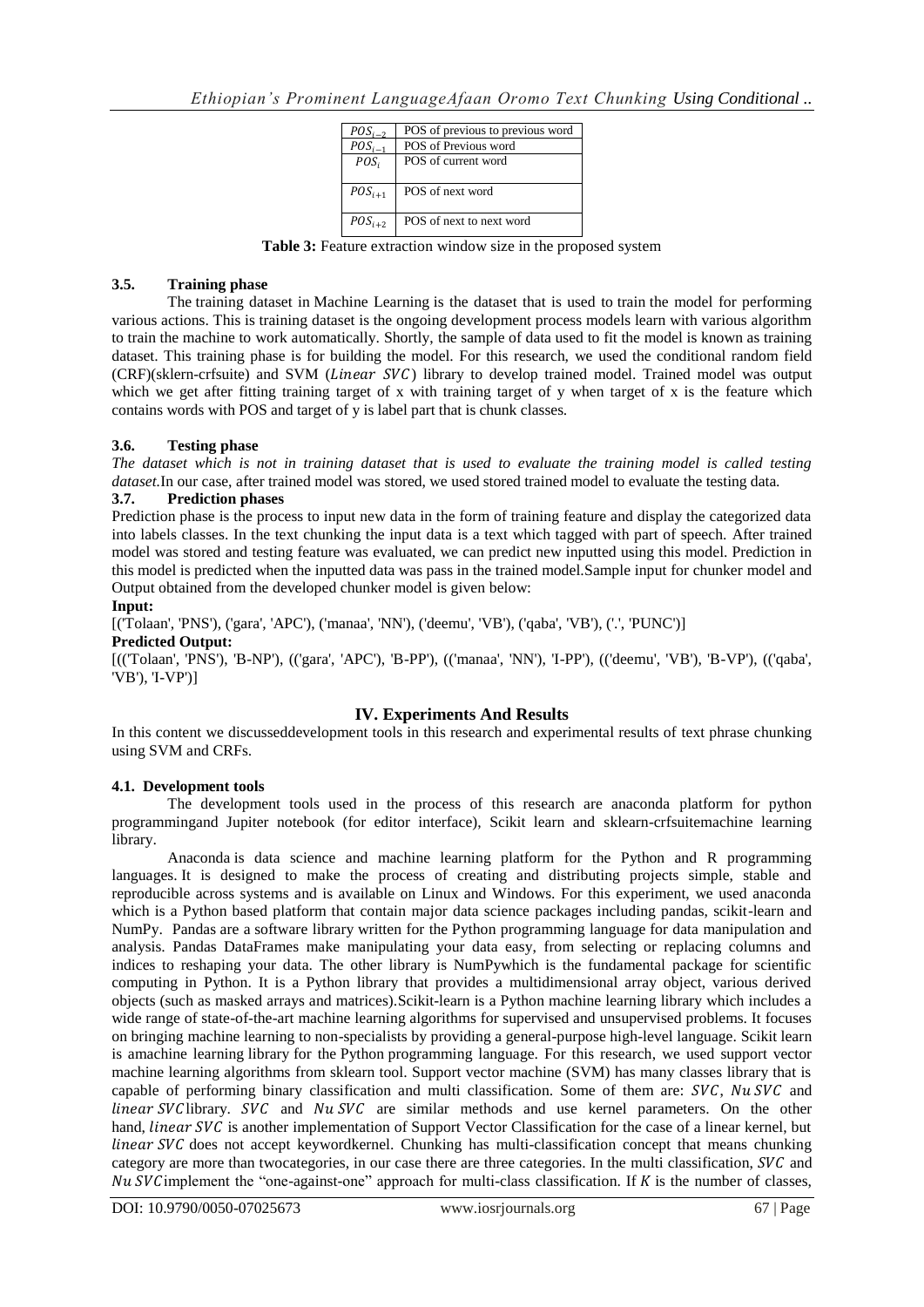| $POS_{i-2}$ | POS of previous to previous word |
| --- | --- |
| $POS_{i-1}$ | POS of Previous word |
| $POS_i$ | POS of current word |
| $POS_{i+1}$ | POS of next word |
| $POS_{i+2}$ | POS of next to next word |

**Table 3:** Feature extraction window size in the proposed system

### 3.5. Training phase

The training dataset in Machine Learning is the dataset that is used to train the model for performing various actions. This is training dataset is the ongoing development process models learn with various algorithm to train the machine to work automatically. Shortly, the sample of data used to fit the model is known as training dataset. This training phase is for building the model. For this research, we used the conditional random field (CRF)(sklern-crfsuite) and SVM ($Linear\ SVC$) library to develop trained model. Trained model was output which we get after fitting training target of x with training target of y when target of x is the feature which contains words with POS and target of y is label part that is chunk classes.

### 3.6. Testing phase

*The dataset which is not in training dataset that is used to evaluate the training model is called testing dataset.*In our case, after trained model was stored, we used stored trained model to evaluate the testing data.

### 3.7. Prediction phases

Prediction phase is the process to input new data in the form of training feature and display the categorized data into labels classes. In the text chunking the input data is a text which tagged with part of speech. After trained model was stored and testing feature was evaluated, we can predict new inputted using this model. Prediction in this model is predicted when the inputted data was pass in the trained model.Sample input for chunker model and Output obtained from the developed chunker model is given below:

**Input:**

[('Tolaan', 'PNS'), ('gara', 'APC'), ('manaa', 'NN'), ('deemu', 'VB'), ('qaba', 'VB'), ('.', 'PUNC')]

**Predicted Output:**

[(('Tolaan', 'PNS'), 'B-NP'), (('gara', 'APC'), 'B-PP'), (('manaa', 'NN'), 'I-PP'), (('deemu', 'VB'), 'B-VP'), (('qaba', 'VB'), 'I-VP')]

## IV. Experiments And Results

In this content we discusseddevelopment tools in this research and experimental results of text phrase chunking using SVM and CRFs.

### 4.1. Development tools

The development tools used in the process of this research are anaconda platform for python programmingand Jupiter notebook (for editor interface), Scikit learn and sklearn-crfsuitemachine learning library.

Anaconda is data science and machine learning platform for the Python and R programming languages. It is designed to make the process of creating and distributing projects simple, stable and reproducible across systems and is available on Linux and Windows. For this experiment, we used anaconda which is a Python based platform that contain major data science packages including pandas, scikit-learn and NumPy. Pandas are a software library written for the Python programming language for data manipulation and analysis. Pandas DataFrames make manipulating your data easy, from selecting or replacing columns and indices to reshaping your data. The other library is NumPywhich is the fundamental package for scientific computing in Python. It is a Python library that provides a multidimensional array object, various derived objects (such as masked arrays and matrices).Scikit-learn is a Python machine learning library which includes a wide range of state-of-the-art machine learning algorithms for supervised and unsupervised problems. It focuses on bringing machine learning to non-specialists by providing a general-purpose high-level language. Scikit learn is amachine learning library for the Python programming language. For this research, we used support vector machine learning algorithms from sklearn tool. Support vector machine (SVM) has many classes library that is capable of performing binary classification and multi classification. Some of them are: $SVC$, $Nu\ SVC$ and $linear\ SVC$library. $SVC$ and $Nu\ SVC$ are similar methods and use kernel parameters. On the other hand, $linear\ SVC$ is another implementation of Support Vector Classification for the case of a linear kernel, but $linear\ SVC$ does not accept keywordkernel. Chunking has multi-classification concept that means chunking category are more than twocategories, in our case there are three categories. In the multi classification, $SVC$ and $Nu\ SVC$implement the "one-against-one" approach for multi-class classification. If $K$ is the number of classes,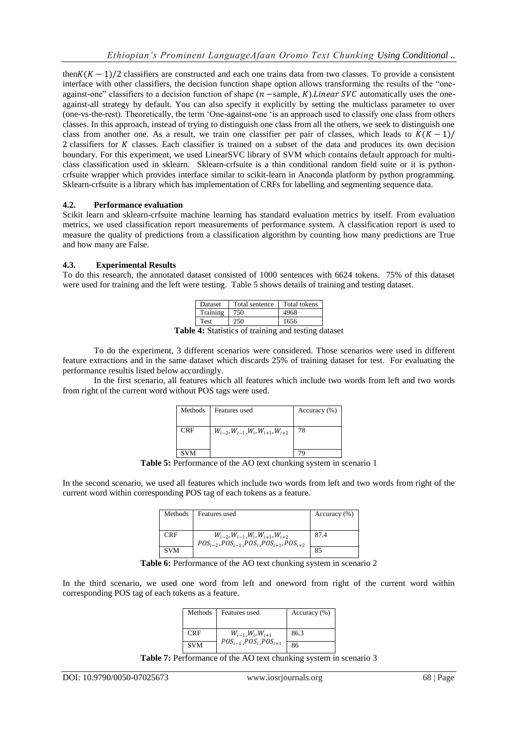thenK$(K-1)/2$ classifiers are constructed and each one trains data from two classes. To provide a consistent interface with other classifiers, the decision function shape option allows transforming the results of the "one-against-one" classifiers to a decision function of shape ($n$ −sample, $K$).$Linear\ SVC$ automatically uses the one-against-all strategy by default. You can also specify it explicitly by setting the multiclass parameter to over (one-vs-the-rest). Theoretically, the term 'One-against-one 'is an approach used to classify one class from others classes. In this approach, instead of trying to distinguish one class from all the others, we seek to distinguish one class from another one. As a result, we train one classifier per pair of classes, which leads to $K(K-1)/2$ classifiers for $K$ classes. Each classifier is trained on a subset of the data and produces its own decision boundary. For this experiment, we used LinearSVC library of SVM which contains default approach for multi-class classification used in sklearn. Sklearn-crfsuite is a thin conditional random field suite or it is python-crfsuite wrapper which provides interface similar to scikit-learn in Anaconda platform by python programming. Sklearn-crfsuite is a library which has implementation of CRFs for labelling and segmenting sequence data.

### 4.2. Performance evaluation

Scikit learn and sklearn-crfsuite machine learning has standard evaluation metrics by itself. From evaluation metrics, we used classification report measurements of performance system. A classification report is used to measure the quality of predictions from a classification algorithm by counting how many predictions are True and how many are False.

### 4.3. Experimental Results

To do this research, the annotated dataset consisted of 1000 sentences with 6624 tokens. 75% of this dataset were used for training and the left were testing. Table 5 shows details of training and testing dataset.

| Dataset | Total sentence | Total tokens |
|---|---|---|
| Training | 750 | 4968 |
| Test | 250 | 1656 |

**Table 4:** Statistics of training and testing dataset

To do the experiment, 3 different scenarios were considered. Those scenarios were used in different feature extractions and in the same dataset which discards 25% of training dataset for test. For evaluating the performance resultis listed below accordingly.

In the first scenario, all features which all features which include two words from left and two words from right of the current word without POS tags were used.

| Methods | Features used | Accuracy (%) |
|---|---|---|
| CRF | $W_{i-2}, W_{i-1}, W_i, W_{i+1}, W_{i+2}$ | 78 |
| SVM | | 79 |

**Table 5:** Performance of the AO text chunking system in scenario 1

In the second scenario, we used all features which include two words from left and two words from right of the current word within corresponding POS tag of each tokens as a feature.

| Methods | Features used | Accuracy (%) |
|---|---|---|
| CRF | $W_{i-2}, W_{i-1}, W_i, W_{i+1}, W_{i+2}$ $POS_{i-2}, POS_{i-1}, POS_i, POS_{i+1}, POS_{i+2}$ | 87.4 |
| SVM | | 85 |

**Table 6:** Performance of the AO text chunking system in scenario 2

In the third scenario, we used one word from left and oneword from right of the current word within corresponding POS tag of each tokens as a feature.

| Methods | Features used | Accuracy (%) |
|---|---|---|
| CRF | $W_{i-1}, W_i, W_{i+1}$ $POS_{i-1}, POS_i, POS_{i+1}$ | 86.3 |
| SVM | | 86 |

**Table 7:** Performance of the AO text chunking system in scenario 3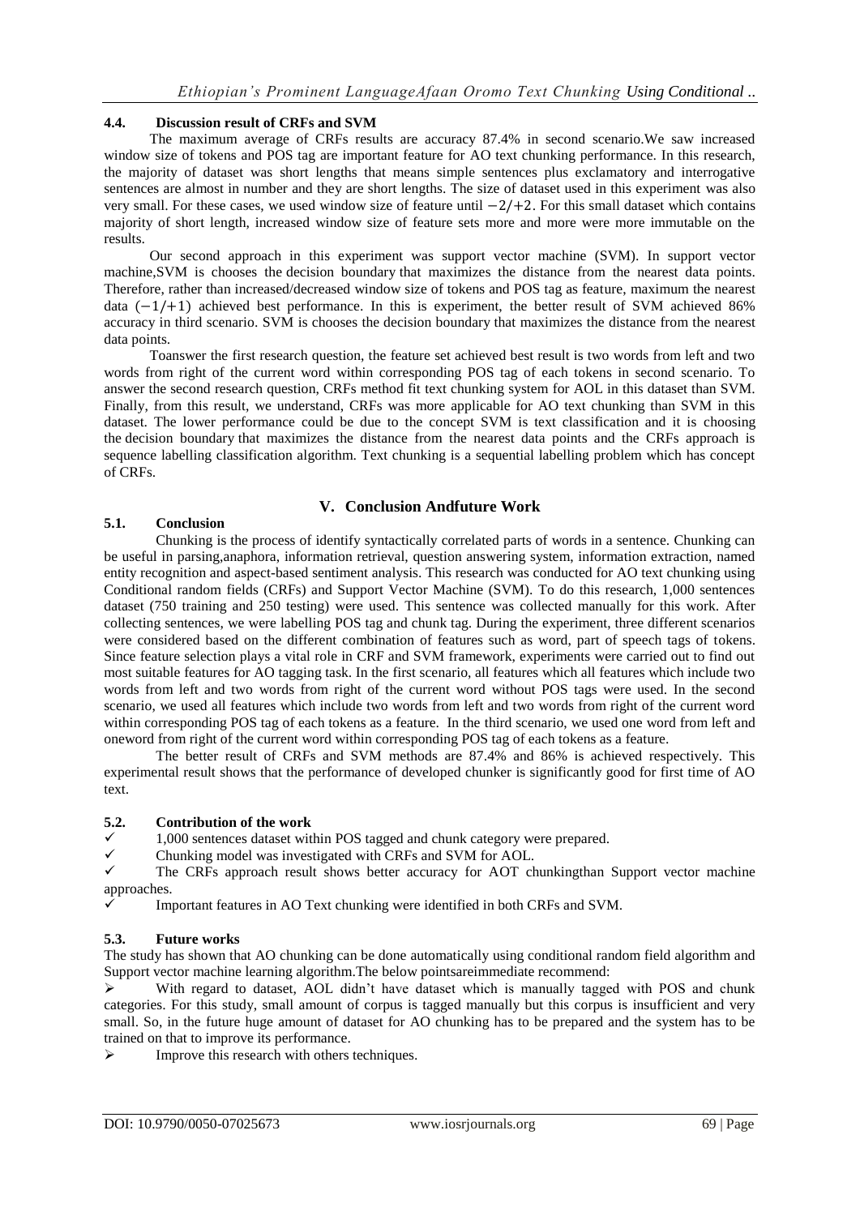#### 4.4. Discussion result of CRFs and SVM

The maximum average of CRFs results are accuracy 87.4% in second scenario.We saw increased window size of tokens and POS tag are important feature for AO text chunking performance. In this research, the majority of dataset was short lengths that means simple sentences plus exclamatory and interrogative sentences are almost in number and they are short lengths. The size of dataset used in this experiment was also very small. For these cases, we used window size of feature until $-2/+2$. For this small dataset which contains majority of short length, increased window size of feature sets more and more were more immutable on the results.

Our second approach in this experiment was support vector machine (SVM). In support vector machine,SVM is chooses the decision boundary that maximizes the distance from the nearest data points. Therefore, rather than increased/decreased window size of tokens and POS tag as feature, maximum the nearest data $(-1/+1)$ achieved best performance. In this is experiment, the better result of SVM achieved 86% accuracy in third scenario. SVM is chooses the decision boundary that maximizes the distance from the nearest data points.

Toanswer the first research question, the feature set achieved best result is two words from left and two words from right of the current word within corresponding POS tag of each tokens in second scenario. To answer the second research question, CRFs method fit text chunking system for AOL in this dataset than SVM. Finally, from this result, we understand, CRFs was more applicable for AO text chunking than SVM in this dataset. The lower performance could be due to the concept SVM is text classification and it is choosing the decision boundary that maximizes the distance from the nearest data points and the CRFs approach is sequence labelling classification algorithm. Text chunking is a sequential labelling problem which has concept of CRFs.

## V. Conclusion Andfuture Work

### 5.1. Conclusion

Chunking is the process of identify syntactically correlated parts of words in a sentence. Chunking can be useful in parsing,anaphora, information retrieval, question answering system, information extraction, named entity recognition and aspect-based sentiment analysis. This research was conducted for AO text chunking using Conditional random fields (CRFs) and Support Vector Machine (SVM). To do this research, 1,000 sentences dataset (750 training and 250 testing) were used. This sentence was collected manually for this work. After collecting sentences, we were labelling POS tag and chunk tag. During the experiment, three different scenarios were considered based on the different combination of features such as word, part of speech tags of tokens. Since feature selection plays a vital role in CRF and SVM framework, experiments were carried out to find out most suitable features for AO tagging task. In the first scenario, all features which all features which include two words from left and two words from right of the current word without POS tags were used. In the second scenario, we used all features which include two words from left and two words from right of the current word within corresponding POS tag of each tokens as a feature. In the third scenario, we used one word from left and oneword from right of the current word within corresponding POS tag of each tokens as a feature.

The better result of CRFs and SVM methods are 87.4% and 86% is achieved respectively. This experimental result shows that the performance of developed chunker is significantly good for first time of AO text.

### 5.2. Contribution of the work

- ✓ 1,000 sentences dataset within POS tagged and chunk category were prepared.
- ✓ Chunking model was investigated with CRFs and SVM for AOL.
- ✓ The CRFs approach result shows better accuracy for AOT chunkingthan Support vector machine approaches.
- ✓ Important features in AO Text chunking were identified in both CRFs and SVM.

### 5.3. Future works

The study has shown that AO chunking can be done automatically using conditional random field algorithm and Support vector machine learning algorithm.The below pointsareimmediate recommend:

- ➢ With regard to dataset, AOL didn't have dataset which is manually tagged with POS and chunk categories. For this study, small amount of corpus is tagged manually but this corpus is insufficient and very small. So, in the future huge amount of dataset for AO chunking has to be prepared and the system has to be trained on that to improve its performance.
- ➢ Improve this research with others techniques.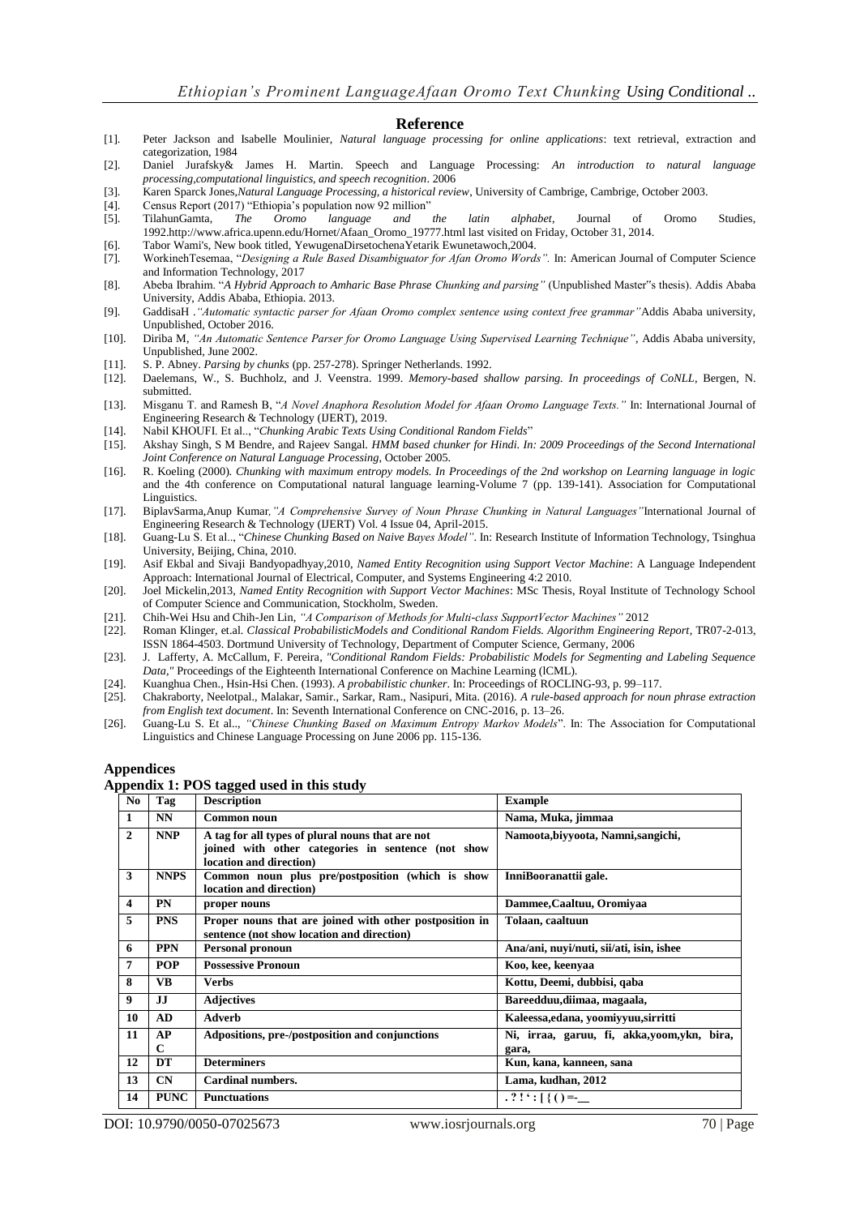# Reference

[1]. Peter Jackson and Isabelle Moulinier, *Natural language processing for online applications*: text retrieval, extraction and categorization, 1984

[2]. Daniel Jurafsky& James H. Martin. Speech and Language Processing: *An introduction to natural language processing,computational linguistics, and speech recognition*. 2006

[3]. Karen Sparck Jones,*Natural Language Processing, a historical review*, University of Cambrige, Cambrige, October 2003.

[4]. Census Report (2017) "Ethiopia's population now 92 million"

[5]. TilahunGamta, *The Oromo language and the latin alphabet*, Journal of Oromo Studies, 1992.http://www.africa.upenn.edu/Hornet/Afaan_Oromo_19777.html last visited on Friday, October 31, 2014.

[6]. Tabor Wami's, New book titled, YewugenaDirsetochenaYetarik Ewunetawoch,2004.

[7]. WorkinehTesemaa, "*Designing a Rule Based Disambiguator for Afan Oromo Words"*. In: American Journal of Computer Science and Information Technology, 2017

[8]. Abeba Ibrahim. "*A Hybrid Approach to Amharic Base Phrase Chunking and parsing"* (Unpublished Master"s thesis). Addis Ababa University, Addis Ababa, Ethiopia. 2013.

[9]. GaddisaH .*"Automatic syntactic parser for Afaan Oromo complex sentence using context free grammar"*Addis Ababa university, Unpublished, October 2016.

[10]. Diriba M, *"An Automatic Sentence Parser for Oromo Language Using Supervised Learning Technique"*, Addis Ababa university, Unpublished, June 2002.

[11]. S. P. Abney. *Parsing by chunks* (pp. 257-278). Springer Netherlands. 1992.

[12]. Daelemans, W., S. Buchholz, and J. Veenstra. 1999. *Memory-based shallow parsing. In proceedings of CoNLL*, Bergen, N. submitted.

[13]. Misganu T. and Ramesh B, "*A Novel Anaphora Resolution Model for Afaan Oromo Language Texts."* In: International Journal of Engineering Research & Technology (IJERT), 2019.

[14]. Nabil KHOUFI. Et al.., "*Chunking Arabic Texts Using Conditional Random Fields*"

[15]. Akshay Singh, S M Bendre, and Rajeev Sangal. *HMM based chunker for Hindi. In: 2009 Proceedings of the Second International Joint Conference on Natural Language Processing*, October 2005.

[16]. R. Koeling (2000). *Chunking with maximum entropy models. In Proceedings of the 2nd workshop on Learning language in logic* and the 4th conference on Computational natural language learning-Volume 7 (pp. 139-141). Association for Computational Linguistics.

[17]. BiplavSarma,Anup Kumar*,"A Comprehensive Survey of Noun Phrase Chunking in Natural Languages"*International Journal of Engineering Research & Technology (IJERT) Vol. 4 Issue 04, April-2015.

[18]. Guang-Lu S. Et al.., "*Chinese Chunking Based on Naive Bayes Model"*. In: Research Institute of Information Technology, Tsinghua University, Beijing, China, 2010.

[19]. Asif Ekbal and Sivaji Bandyopadhyay,2010, *Named Entity Recognition using Support Vector Machine*: A Language Independent Approach: International Journal of Electrical, Computer, and Systems Engineering 4:2 2010.

[20]. Joel Mickelin,2013, *Named Entity Recognition with Support Vector Machines*: MSc Thesis, Royal Institute of Technology School of Computer Science and Communication, Stockholm, Sweden.

[21]. Chih-Wei Hsu and Chih-Jen Lin, *"A Comparison of Methods for Multi-class SupportVector Machines"* 2012

[22]. Roman Klinger, et.al. *Classical ProbabilisticModels and Conditional Random Fields. Algorithm Engineering Report*, TR07-2-013, ISSN 1864-4503. Dortmund University of Technology, Department of Computer Science, Germany, 2006

[23]. J. Lafferty, A. McCallum, F. Pereira, *"Conditional Random Fields: Probabilistic Models for Segmenting and Labeling Sequence Data,"* Proceedings of the Eighteenth International Conference on Machine Learning (ICML).

[24]. Kuanghua Chen., Hsin-Hsi Chen. (1993). *A probabilistic chunker*. In: Proceedings of ROCLING-93, p. 99–117.

[25]. Chakraborty, Neelotpal., Malakar, Samir., Sarkar, Ram., Nasipuri, Mita. (2016). *A rule-based approach for noun phrase extraction from English text document*. In: Seventh International Conference on CNC-2016, p. 13–26.

[26]. Guang-Lu S. Et al.., *"Chinese Chunking Based on Maximum Entropy Markov Models*". In: The Association for Computational Linguistics and Chinese Language Processing on June 2006 pp. 115-136.

## Appendices

### Appendix 1: POS tagged used in this study

| No | Tag | Description | Example |
|---|---|---|---|
| 1 | NN | Common noun | Nama, Muka, jimmaa |
| 2 | NNP | A tag for all types of plural nouns that are not joined with other categories in sentence (not show location and direction) | Namoota,biyyoota, Namni,sangichi, |
| 3 | NNPS | Common noun plus pre/postposition (which is show location and direction) | InniBooranattii gale. |
| 4 | PN | proper nouns | Dammee,Caaltuu, Oromiyaa |
| 5 | PNS | Proper nouns that are joined with other postposition in sentence (not show location and direction) | Tolaan, caaltuun |
| 6 | PPN | Personal pronoun | Ana/ani, nuyi/nuti, sii/ati, isin, ishee |
| 7 | POP | Possessive Pronoun | Koo, kee, keenyaa |
| 8 | VB | Verbs | Kottu, Deemi, dubbisi, qaba |
| 9 | JJ | Adjectives | Bareedduu,diimaa, magaala, |
| 10 | AD | Adverb | Kaleessa,edana, yoomiyyuu,sirritti |
| 11 | APC | Adpositions, pre-/postposition and conjunctions | Ni, irraa, garuu, fi, akka,yoom,ykn, bira, gara, |
| 12 | DT | Determiners | Kun, kana, kanneen, sana |
| 13 | CN | Cardinal numbers. | Lama, kudhan, 2012 |
| 14 | PUNC | Punctuations | . ? ! ' : [ { ( ) =-__ |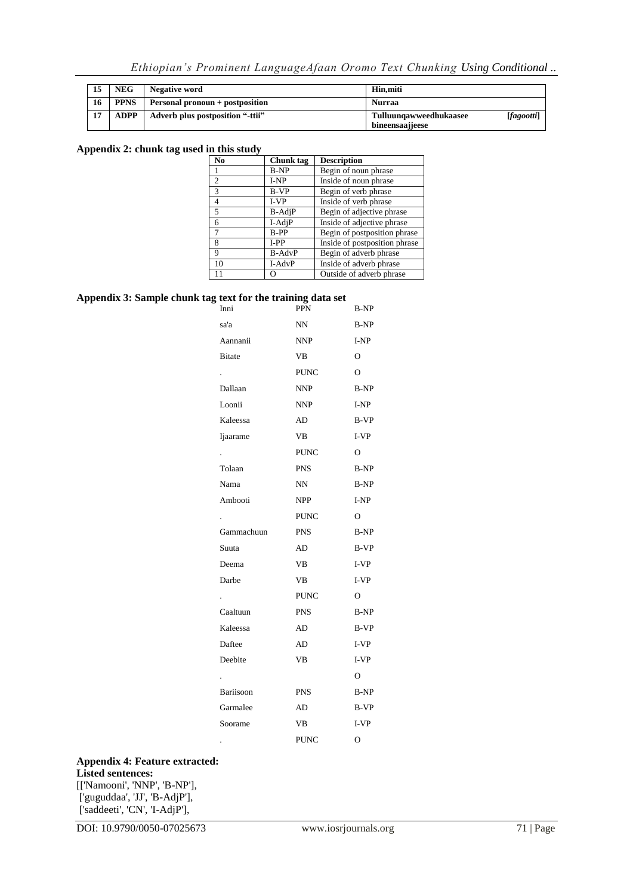| 15 | NEG | Negative word | Hin,miti |
|---|---|---|---|
| 16 | PPNS | Personal pronoun + postposition | Nurraa |
| 17 | ADPP | Adverb plus postposition "-ttii" | Tulluunqawweedhukaasee [*fagootti*] bineensaajjeese |

**Appendix 2: chunk tag used in this study**

| No | Chunk tag | Description |
|---|---|---|
| 1 | B-NP | Begin of noun phrase |
| 2 | I-NP | Inside of noun phrase |
| 3 | B-VP | Begin of verb phrase |
| 4 | I-VP | Inside of verb phrase |
| 5 | B-AdjP | Begin of adjective phrase |
| 6 | I-AdjP | Inside of adjective phrase |
| 7 | B-PP | Begin of postposition phrase |
| 8 | I-PP | Inside of postposition phrase |
| 9 | B-AdvP | Begin of adverb phrase |
| 10 | I-AdvP | Inside of adverb phrase |
| 11 | O | Outside of adverb phrase |

**Appendix 3: Sample chunk tag text for the training data set**

| | | |
|---|---|---|
| Inni | PPN | B-NP |
| sa'a | NN | B-NP |
| Aannanii | NNP | I-NP |
| Bitate | VB | O |
| . | PUNC | O |
| Dallaan | NNP | B-NP |
| Loonii | NNP | I-NP |
| Kaleessa | AD | B-VP |
| Ijaarame | VB | I-VP |
| . | PUNC | O |
| Tolaan | PNS | B-NP |
| Nama | NN | B-NP |
| Ambooti | NPP | I-NP |
| . | PUNC | O |
| Gammachuun | PNS | B-NP |
| Suuta | AD | B-VP |
| Deema | VB | I-VP |
| Darbe | VB | I-VP |
| . | PUNC | O |
| Caaltuun | PNS | B-NP |
| Kaleessa | AD | B-VP |
| Daftee | AD | I-VP |
| Deebite | VB | I-VP |
| . | | O |
| Bariisoon | PNS | B-NP |
| Garmalee | AD | B-VP |
| Soorame | VB | I-VP |
| . | PUNC | O |

**Appendix 4: Feature extracted:**
**Listed sentences:**
[['Namooni', 'NNP', 'B-NP'],
 ['guguddaa', 'JJ', 'B-AdjP'],
 ['saddeeti', 'CN', 'I-AdjP'],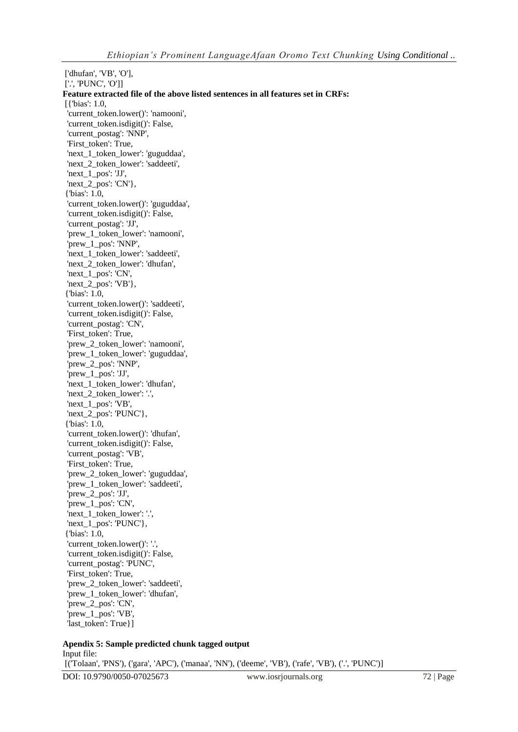['dhufan', 'VB', 'O'],
['.', 'PUNC', 'O']]

**Feature extracted file of the above listed sentences in all features set in CRFs:**

```
[{'bias': 1.0,
 'current_token.lower()': 'namooni',
 'current_token.isdigit()': False,
 'current_postag': 'NNP',
 'First_token': True,
 'next_1_token_lower': 'guguddaa',
 'next_2_token_lower': 'saddeeti',
 'next_1_pos': 'JJ',
 'next_2_pos': 'CN'},
 {'bias': 1.0,
 'current_token.lower()': 'guguddaa',
 'current_token.isdigit()': False,
 'current_postag': 'JJ',
 'prew_1_token_lower': 'namooni',
 'prew_1_pos': 'NNP',
 'next_1_token_lower': 'saddeeti',
 'next_2_token_lower': 'dhufan',
 'next_1_pos': 'CN',
 'next_2_pos': 'VB'},
 {'bias': 1.0,
 'current_token.lower()': 'saddeeti',
 'current_token.isdigit()': False,
 'current_postag': 'CN',
 'First_token': True,
 'prew_2_token_lower': 'namooni',
 'prew_1_token_lower': 'guguddaa',
 'prew_2_pos': 'NNP',
 'prew_1_pos': 'JJ',
 'next_1_token_lower': 'dhufan',
 'next_2_token_lower': '.',
 'next_1_pos': 'VB',
 'next_2_pos': 'PUNC'},
 {'bias': 1.0,
 'current_token.lower()': 'dhufan',
 'current_token.isdigit()': False,
 'current_postag': 'VB',
 'First_token': True,
 'prew_2_token_lower': 'guguddaa',
 'prew_1_token_lower': 'saddeeti',
 'prew_2_pos': 'JJ',
 'prew_1_pos': 'CN',
 'next_1_token_lower': '.',
 'next_1_pos': 'PUNC'},
 {'bias': 1.0,
 'current_token.lower()': '.',
 'current_token.isdigit()': False,
 'current_postag': 'PUNC',
 'First_token': True,
 'prew_2_token_lower': 'saddeeti',
 'prew_1_token_lower': 'dhufan',
 'prew_2_pos': 'CN',
 'prew_1_pos': 'VB',
 'last_token': True}]
```

**Apendix 5: Sample predicted chunk tagged output**

Input file:

[('Tolaan', 'PNS'), ('gara', 'APC'), ('manaa', 'NN'), ('deeme', 'VB'), ('rafe', 'VB'), ('.', 'PUNC')]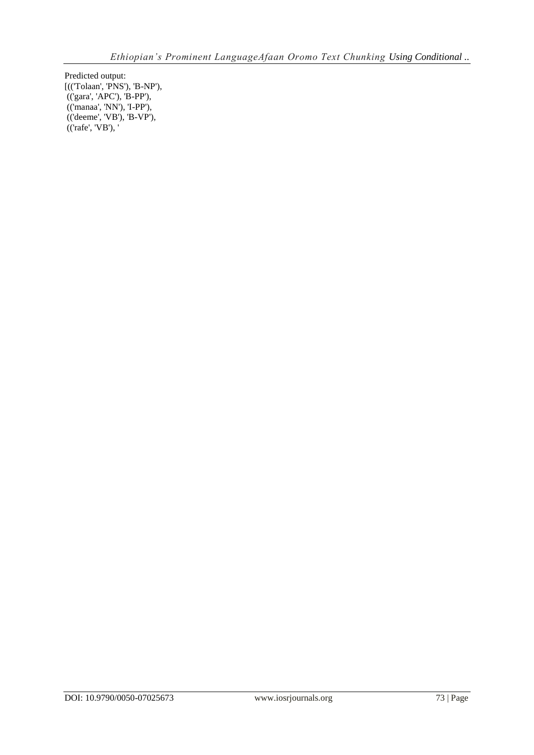Predicted output:

```
[(('Tolaan', 'PNS'), 'B-NP'),
 (('gara', 'APC'), 'B-PP'),
 (('manaa', 'NN'), 'I-PP'),
 (('deeme', 'VB'), 'B-VP'),
 (('rafe', 'VB'), '
```